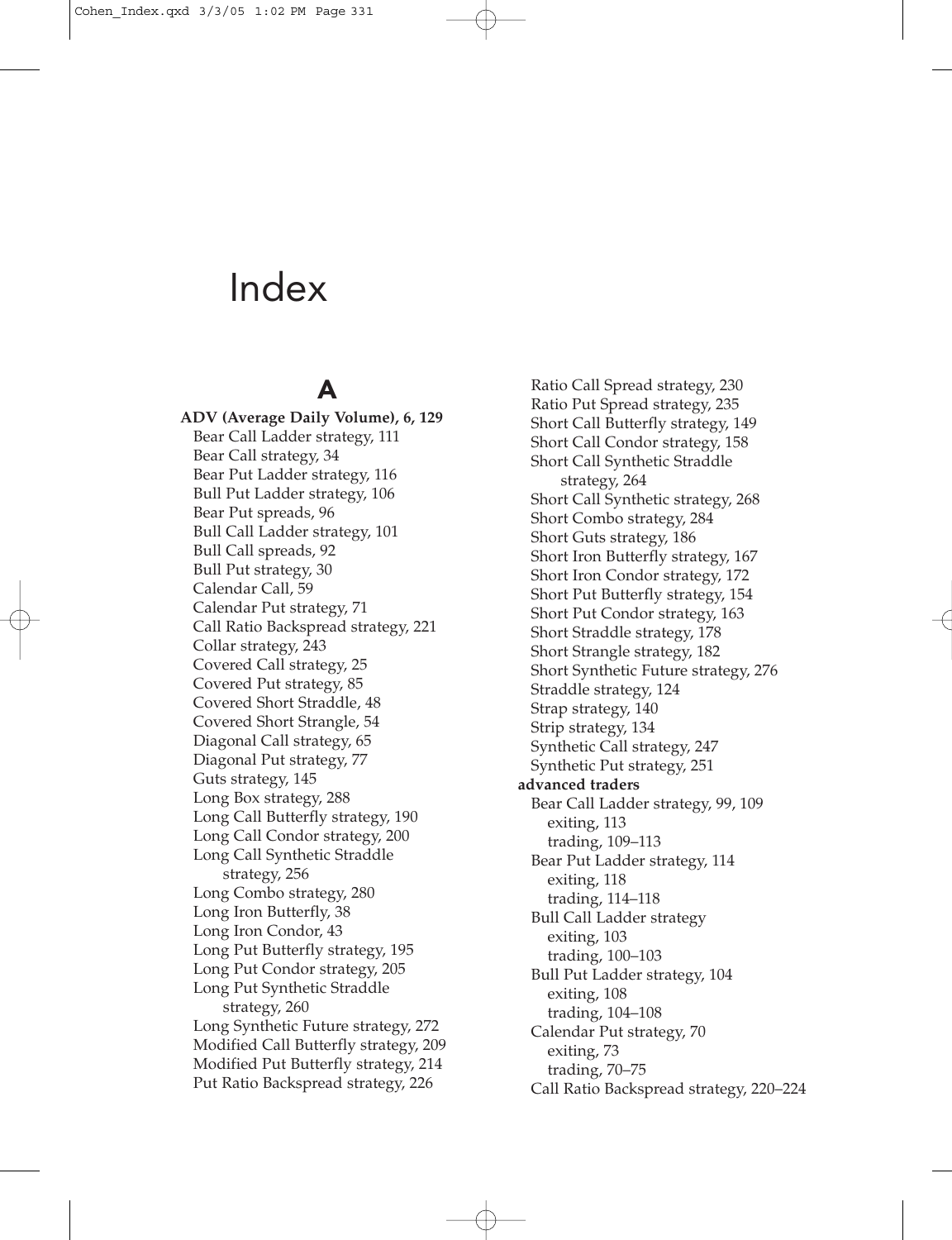# Index

## A

**ADV (Average Daily Volume), 6, 129**
- Bear Call Ladder strategy, 111
- Bear Call strategy, 34
- Bear Put Ladder strategy, 116
- Bull Put Ladder strategy, 106
- Bear Put spreads, 96
- Bull Call Ladder strategy, 101
- Bull Call spreads, 92
- Bull Put strategy, 30
- Calendar Call, 59
- Calendar Put strategy, 71
- Call Ratio Backspread strategy, 221
- Collar strategy, 243
- Covered Call strategy, 25
- Covered Put strategy, 85
- Covered Short Straddle, 48
- Covered Short Strangle, 54
- Diagonal Call strategy, 65
- Diagonal Put strategy, 77
- Guts strategy, 145
- Long Box strategy, 288
- Long Call Butterfly strategy, 190
- Long Call Condor strategy, 200
- Long Call Synthetic Straddle strategy, 256
- Long Combo strategy, 280
- Long Iron Butterfly, 38
- Long Iron Condor, 43
- Long Put Butterfly strategy, 195
- Long Put Condor strategy, 205
- Long Put Synthetic Straddle strategy, 260
- Long Synthetic Future strategy, 272
- Modified Call Butterfly strategy, 209
- Modified Put Butterfly strategy, 214
- Put Ratio Backspread strategy, 226
- Ratio Call Spread strategy, 230
- Ratio Put Spread strategy, 235
- Short Call Butterfly strategy, 149
- Short Call Condor strategy, 158
- Short Call Synthetic Straddle strategy, 264
- Short Call Synthetic strategy, 268
- Short Combo strategy, 284
- Short Guts strategy, 186
- Short Iron Butterfly strategy, 167
- Short Iron Condor strategy, 172
- Short Put Butterfly strategy, 154
- Short Put Condor strategy, 163
- Short Straddle strategy, 178
- Short Strangle strategy, 182
- Short Synthetic Future strategy, 276
- Straddle strategy, 124
- Strap strategy, 140
- Strip strategy, 134
- Synthetic Call strategy, 247
- Synthetic Put strategy, 251

**advanced traders**
- Bear Call Ladder strategy, 99, 109
  - exiting, 113
  - trading, 109–113
- Bear Put Ladder strategy, 114
  - exiting, 118
  - trading, 114–118
- Bull Call Ladder strategy
  - exiting, 103
  - trading, 100–103
- Bull Put Ladder strategy, 104
  - exiting, 108
  - trading, 104–108
- Calendar Put strategy, 70
  - exiting, 73
  - trading, 70–75
- Call Ratio Backspread strategy, 220–224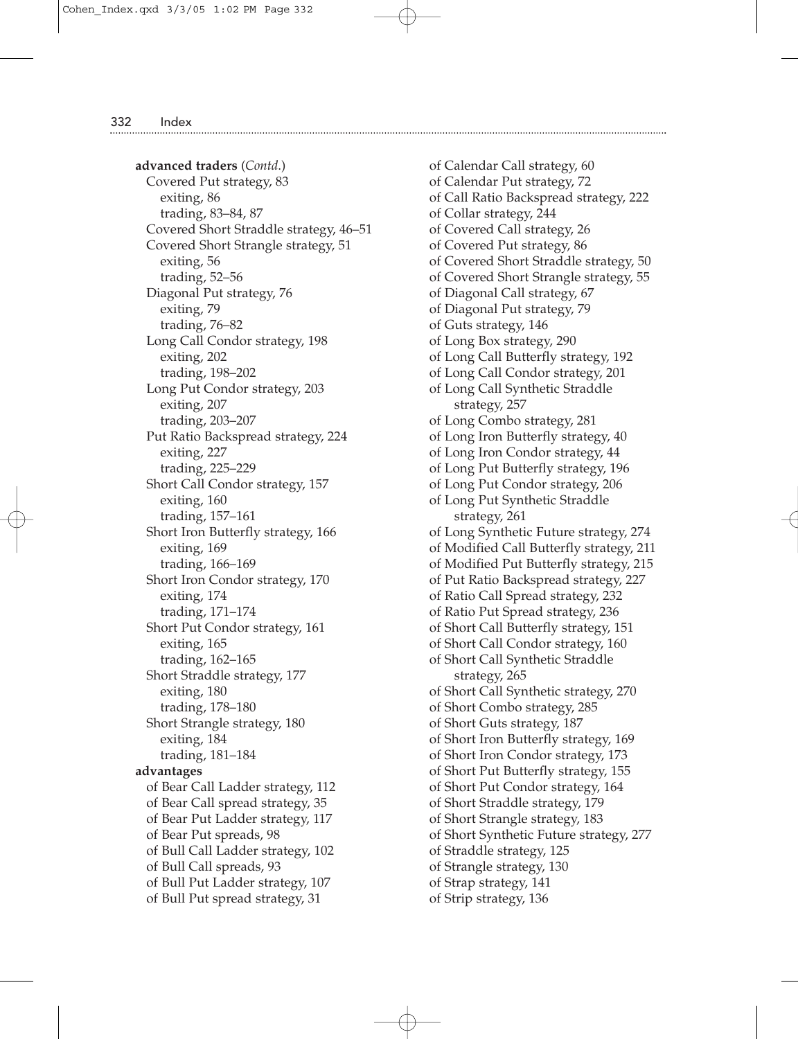**advanced traders** (*Contd.*)
- Covered Put strategy, 83
  - exiting, 86
  - trading, 83–84, 87
- Covered Short Straddle strategy, 46–51
- Covered Short Strangle strategy, 51
  - exiting, 56
  - trading, 52–56
- Diagonal Put strategy, 76
  - exiting, 79
  - trading, 76–82
- Long Call Condor strategy, 198
  - exiting, 202
  - trading, 198–202
- Long Put Condor strategy, 203
  - exiting, 207
  - trading, 203–207
- Put Ratio Backspread strategy, 224
  - exiting, 227
  - trading, 225–229
- Short Call Condor strategy, 157
  - exiting, 160
  - trading, 157–161
- Short Iron Butterfly strategy, 166
  - exiting, 169
  - trading, 166–169
- Short Iron Condor strategy, 170
  - exiting, 174
  - trading, 171–174
- Short Put Condor strategy, 161
  - exiting, 165
  - trading, 162–165
- Short Straddle strategy, 177
  - exiting, 180
  - trading, 178–180
- Short Strangle strategy, 180
  - exiting, 184
  - trading, 181–184

**advantages**
- of Bear Call Ladder strategy, 112
- of Bear Call spread strategy, 35
- of Bear Put Ladder strategy, 117
- of Bear Put spreads, 98
- of Bull Call Ladder strategy, 102
- of Bull Call spreads, 93
- of Bull Put Ladder strategy, 107
- of Bull Put spread strategy, 31
- of Calendar Call strategy, 60
- of Calendar Put strategy, 72
- of Call Ratio Backspread strategy, 222
- of Collar strategy, 244
- of Covered Call strategy, 26
- of Covered Put strategy, 86
- of Covered Short Straddle strategy, 50
- of Covered Short Strangle strategy, 55
- of Diagonal Call strategy, 67
- of Diagonal Put strategy, 79
- of Guts strategy, 146
- of Long Box strategy, 290
- of Long Call Butterfly strategy, 192
- of Long Call Condor strategy, 201
- of Long Call Synthetic Straddle strategy, 257
- of Long Combo strategy, 281
- of Long Iron Butterfly strategy, 40
- of Long Iron Condor strategy, 44
- of Long Put Butterfly strategy, 196
- of Long Put Condor strategy, 206
- of Long Put Synthetic Straddle strategy, 261
- of Long Synthetic Future strategy, 274
- of Modified Call Butterfly strategy, 211
- of Modified Put Butterfly strategy, 215
- of Put Ratio Backspread strategy, 227
- of Ratio Call Spread strategy, 232
- of Ratio Put Spread strategy, 236
- of Short Call Butterfly strategy, 151
- of Short Call Condor strategy, 160
- of Short Call Synthetic Straddle strategy, 265
- of Short Call Synthetic strategy, 270
- of Short Combo strategy, 285
- of Short Guts strategy, 187
- of Short Iron Butterfly strategy, 169
- of Short Iron Condor strategy, 173
- of Short Put Butterfly strategy, 155
- of Short Put Condor strategy, 164
- of Short Straddle strategy, 179
- of Short Strangle strategy, 183
- of Short Synthetic Future strategy, 277
- of Straddle strategy, 125
- of Strangle strategy, 130
- of Strap strategy, 141
- of Strip strategy, 136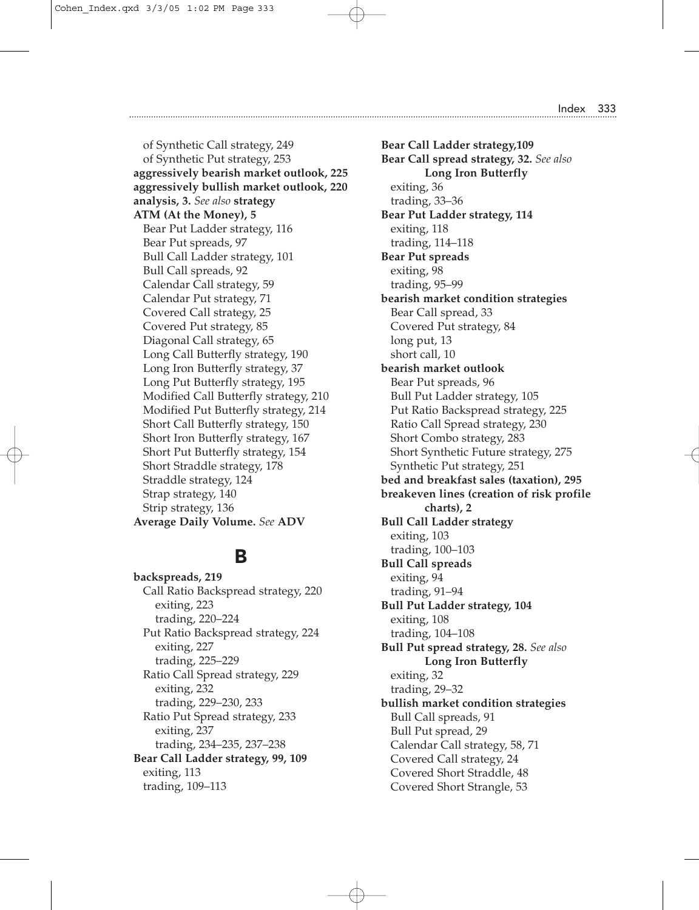of Synthetic Call strategy, 249
of Synthetic Put strategy, 253
**aggressively bearish market outlook, 225**
**aggressively bullish market outlook, 220**
**analysis, 3.** *See also* **strategy**
**ATM (At the Money), 5**
Bear Put Ladder strategy, 116
Bear Put spreads, 97
Bull Call Ladder strategy, 101
Bull Call spreads, 92
Calendar Call strategy, 59
Calendar Put strategy, 71
Covered Call strategy, 25
Covered Put strategy, 85
Diagonal Call strategy, 65
Long Call Butterfly strategy, 190
Long Iron Butterfly strategy, 37
Long Put Butterfly strategy, 195
Modified Call Butterfly strategy, 210
Modified Put Butterfly strategy, 214
Short Call Butterfly strategy, 150
Short Iron Butterfly strategy, 167
Short Put Butterfly strategy, 154
Short Straddle strategy, 178
Straddle strategy, 124
Strap strategy, 140
Strip strategy, 136
**Average Daily Volume.** *See* **ADV**

## B

**backspreads, 219**
Call Ratio Backspread strategy, 220
exiting, 223
trading, 220–224
Put Ratio Backspread strategy, 224
exiting, 227
trading, 225–229
Ratio Call Spread strategy, 229
exiting, 232
trading, 229–230, 233
Ratio Put Spread strategy, 233
exiting, 237
trading, 234–235, 237–238
**Bear Call Ladder strategy, 99, 109**
exiting, 113
trading, 109–113
**Bear Call Ladder strategy,109**
**Bear Call spread strategy, 32.** *See also* **Long Iron Butterfly**
exiting, 36
trading, 33–36
**Bear Put Ladder strategy, 114**
exiting, 118
trading, 114–118
**Bear Put spreads**
exiting, 98
trading, 95–99
**bearish market condition strategies**
Bear Call spread, 33
Covered Put strategy, 84
long put, 13
short call, 10
**bearish market outlook**
Bear Put spreads, 96
Bull Put Ladder strategy, 105
Put Ratio Backspread strategy, 225
Ratio Call Spread strategy, 230
Short Combo strategy, 283
Short Synthetic Future strategy, 275
Synthetic Put strategy, 251
**bed and breakfast sales (taxation), 295**
**breakeven lines (creation of risk profile charts), 2**
**Bull Call Ladder strategy**
exiting, 103
trading, 100–103
**Bull Call spreads**
exiting, 94
trading, 91–94
**Bull Put Ladder strategy, 104**
exiting, 108
trading, 104–108
**Bull Put spread strategy, 28.** *See also* **Long Iron Butterfly**
exiting, 32
trading, 29–32
**bullish market condition strategies**
Bull Call spreads, 91
Bull Put spread, 29
Calendar Call strategy, 58, 71
Covered Call strategy, 24
Covered Short Straddle, 48
Covered Short Strangle, 53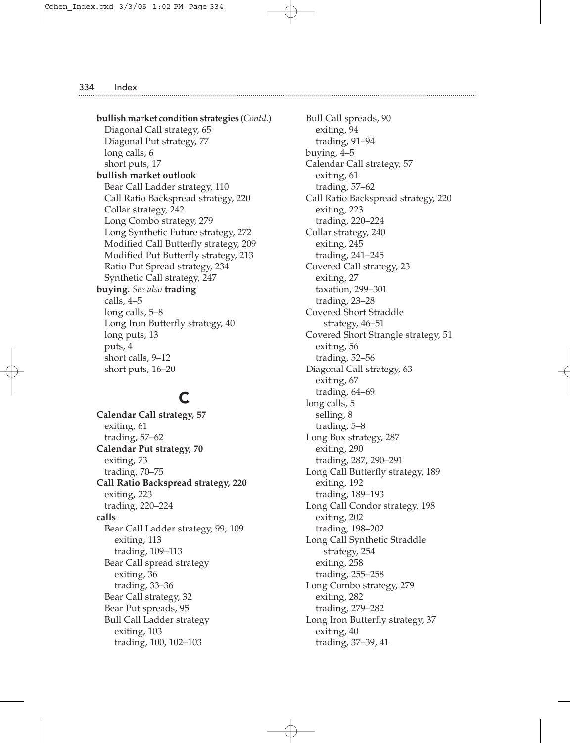**bullish market condition strategies** (*Contd.*)
- Diagonal Call strategy, 65
- Diagonal Put strategy, 77
- long calls, 6
- short puts, 17

**bullish market outlook**
- Bear Call Ladder strategy, 110
- Call Ratio Backspread strategy, 220
- Collar strategy, 242
- Long Combo strategy, 279
- Long Synthetic Future strategy, 272
- Modified Call Butterfly strategy, 209
- Modified Put Butterfly strategy, 213
- Ratio Put Spread strategy, 234
- Synthetic Call strategy, 247

**buying.** *See also* **trading**
- calls, 4–5
- long calls, 5–8
- Long Iron Butterfly strategy, 40
- long puts, 13
- puts, 4
- short calls, 9–12
- short puts, 16–20

## C

**Calendar Call strategy, 57**
- exiting, 61
- trading, 57–62

**Calendar Put strategy, 70**
- exiting, 73
- trading, 70–75

**Call Ratio Backspread strategy, 220**
- exiting, 223
- trading, 220–224

**calls**
- Bear Call Ladder strategy, 99, 109
  - exiting, 113
  - trading, 109–113
- Bear Call spread strategy
  - exiting, 36
  - trading, 33–36
- Bear Call strategy, 32
- Bear Put spreads, 95
- Bull Call Ladder strategy
  - exiting, 103
  - trading, 100, 102–103
- Bull Call spreads, 90
  - exiting, 94
  - trading, 91–94
- buying, 4–5
- Calendar Call strategy, 57
  - exiting, 61
  - trading, 57–62
- Call Ratio Backspread strategy, 220
  - exiting, 223
  - trading, 220–224
- Collar strategy, 240
  - exiting, 245
  - trading, 241–245
- Covered Call strategy, 23
  - exiting, 27
  - taxation, 299–301
  - trading, 23–28
- Covered Short Straddle strategy, 46–51
- Covered Short Strangle strategy, 51
  - exiting, 56
  - trading, 52–56
- Diagonal Call strategy, 63
  - exiting, 67
  - trading, 64–69
- long calls, 5
  - selling, 8
  - trading, 5–8
- Long Box strategy, 287
  - exiting, 290
  - trading, 287, 290–291
- Long Call Butterfly strategy, 189
  - exiting, 192
  - trading, 189–193
- Long Call Condor strategy, 198
  - exiting, 202
  - trading, 198–202
- Long Call Synthetic Straddle strategy, 254
  - exiting, 258
  - trading, 255–258
- Long Combo strategy, 279
  - exiting, 282
  - trading, 279–282
- Long Iron Butterfly strategy, 37
  - exiting, 40
  - trading, 37–39, 41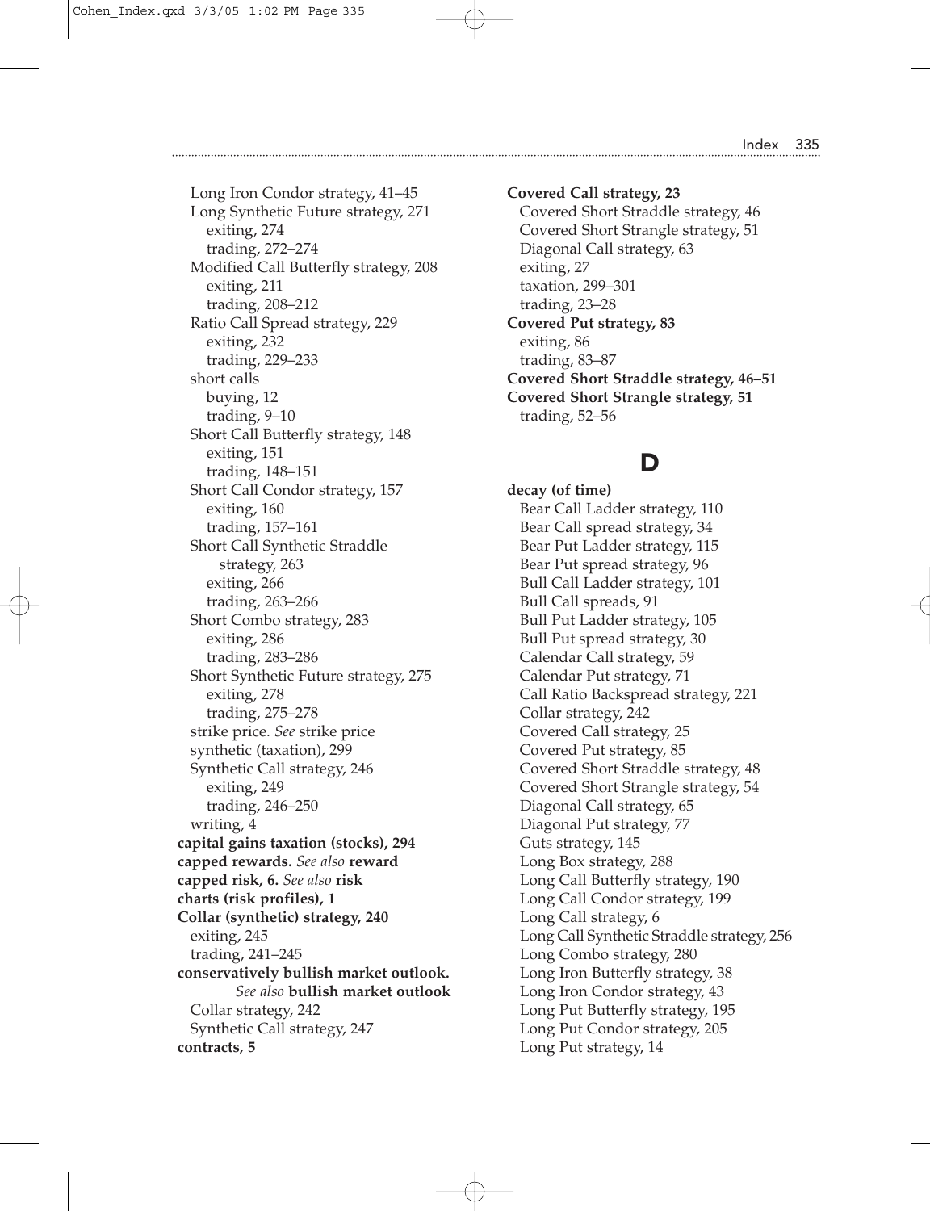Long Iron Condor strategy, 41–45
Long Synthetic Future strategy, 271
exiting, 274
trading, 272–274
Modified Call Butterfly strategy, 208
exiting, 211
trading, 208–212
Ratio Call Spread strategy, 229
exiting, 232
trading, 229–233
short calls
buying, 12
trading, 9–10
Short Call Butterfly strategy, 148
exiting, 151
trading, 148–151
Short Call Condor strategy, 157
exiting, 160
trading, 157–161
Short Call Synthetic Straddle strategy, 263
exiting, 266
trading, 263–266
Short Combo strategy, 283
exiting, 286
trading, 283–286
Short Synthetic Future strategy, 275
exiting, 278
trading, 275–278
strike price. *See* strike price
synthetic (taxation), 299
Synthetic Call strategy, 246
exiting, 249
trading, 246–250
writing, 4

**capital gains taxation (stocks), 294**

**capped rewards.** *See also* **reward**

**capped risk, 6.** *See also* **risk**

**charts (risk profiles), 1**

**Collar (synthetic) strategy, 240**
exiting, 245
trading, 241–245

**conservatively bullish market outlook.** *See also* **bullish market outlook**
Collar strategy, 242
Synthetic Call strategy, 247

**contracts, 5**

**Covered Call strategy, 23**
Covered Short Straddle strategy, 46
Covered Short Strangle strategy, 51
Diagonal Call strategy, 63
exiting, 27
taxation, 299–301
trading, 23–28

**Covered Put strategy, 83**
exiting, 86
trading, 83–87

**Covered Short Straddle strategy, 46–51**

**Covered Short Strangle strategy, 51**
trading, 52–56

## D

**decay (of time)**
Bear Call Ladder strategy, 110
Bear Call spread strategy, 34
Bear Put Ladder strategy, 115
Bear Put spread strategy, 96
Bull Call Ladder strategy, 101
Bull Call spreads, 91
Bull Put Ladder strategy, 105
Bull Put spread strategy, 30
Calendar Call strategy, 59
Calendar Put strategy, 71
Call Ratio Backspread strategy, 221
Collar strategy, 242
Covered Call strategy, 25
Covered Put strategy, 85
Covered Short Straddle strategy, 48
Covered Short Strangle strategy, 54
Diagonal Call strategy, 65
Diagonal Put strategy, 77
Guts strategy, 145
Long Box strategy, 288
Long Call Butterfly strategy, 190
Long Call Condor strategy, 199
Long Call strategy, 6
Long Call Synthetic Straddle strategy, 256
Long Combo strategy, 280
Long Iron Butterfly strategy, 38
Long Iron Condor strategy, 43
Long Put Butterfly strategy, 195
Long Put Condor strategy, 205
Long Put strategy, 14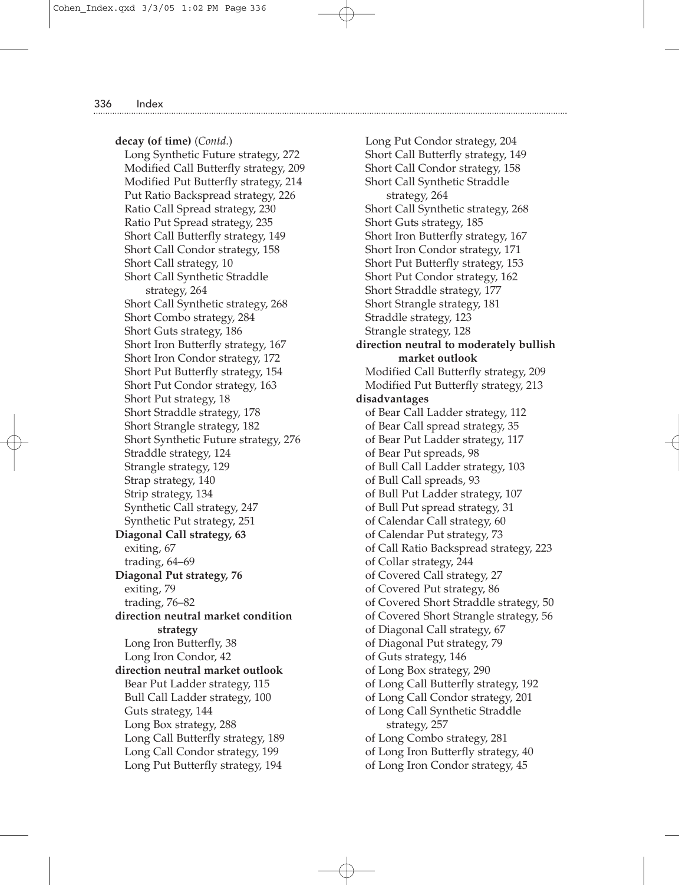**decay (of time)** (*Contd.*)
- Long Synthetic Future strategy, 272
- Modified Call Butterfly strategy, 209
- Modified Put Butterfly strategy, 214
- Put Ratio Backspread strategy, 226
- Ratio Call Spread strategy, 230
- Ratio Put Spread strategy, 235
- Short Call Butterfly strategy, 149
- Short Call Condor strategy, 158
- Short Call strategy, 10
- Short Call Synthetic Straddle strategy, 264
- Short Call Synthetic strategy, 268
- Short Combo strategy, 284
- Short Guts strategy, 186
- Short Iron Butterfly strategy, 167
- Short Iron Condor strategy, 172
- Short Put Butterfly strategy, 154
- Short Put Condor strategy, 163
- Short Put strategy, 18
- Short Straddle strategy, 178
- Short Strangle strategy, 182
- Short Synthetic Future strategy, 276
- Straddle strategy, 124
- Strangle strategy, 129
- Strap strategy, 140
- Strip strategy, 134
- Synthetic Call strategy, 247
- Synthetic Put strategy, 251

**Diagonal Call strategy, 63**
- exiting, 67
- trading, 64–69

**Diagonal Put strategy, 76**
- exiting, 79
- trading, 76–82

**direction neutral market condition strategy**
- Long Iron Butterfly, 38
- Long Iron Condor, 42

**direction neutral market outlook**
- Bear Put Ladder strategy, 115
- Bull Call Ladder strategy, 100
- Guts strategy, 144
- Long Box strategy, 288
- Long Call Butterfly strategy, 189
- Long Call Condor strategy, 199
- Long Put Butterfly strategy, 194
- Long Put Condor strategy, 204
- Short Call Butterfly strategy, 149
- Short Call Condor strategy, 158
- Short Call Synthetic Straddle strategy, 264
- Short Call Synthetic strategy, 268
- Short Guts strategy, 185
- Short Iron Butterfly strategy, 167
- Short Iron Condor strategy, 171
- Short Put Butterfly strategy, 153
- Short Put Condor strategy, 162
- Short Straddle strategy, 177
- Short Strangle strategy, 181
- Straddle strategy, 123
- Strangle strategy, 128

**direction neutral to moderately bullish market outlook**
- Modified Call Butterfly strategy, 209
- Modified Put Butterfly strategy, 213

**disadvantages**
- of Bear Call Ladder strategy, 112
- of Bear Call spread strategy, 35
- of Bear Put Ladder strategy, 117
- of Bear Put spreads, 98
- of Bull Call Ladder strategy, 103
- of Bull Call spreads, 93
- of Bull Put Ladder strategy, 107
- of Bull Put spread strategy, 31
- of Calendar Call strategy, 60
- of Calendar Put strategy, 73
- of Call Ratio Backspread strategy, 223
- of Collar strategy, 244
- of Covered Call strategy, 27
- of Covered Put strategy, 86
- of Covered Short Straddle strategy, 50
- of Covered Short Strangle strategy, 56
- of Diagonal Call strategy, 67
- of Diagonal Put strategy, 79
- of Guts strategy, 146
- of Long Box strategy, 290
- of Long Call Butterfly strategy, 192
- of Long Call Condor strategy, 201
- of Long Call Synthetic Straddle strategy, 257
- of Long Combo strategy, 281
- of Long Iron Butterfly strategy, 40
- of Long Iron Condor strategy, 45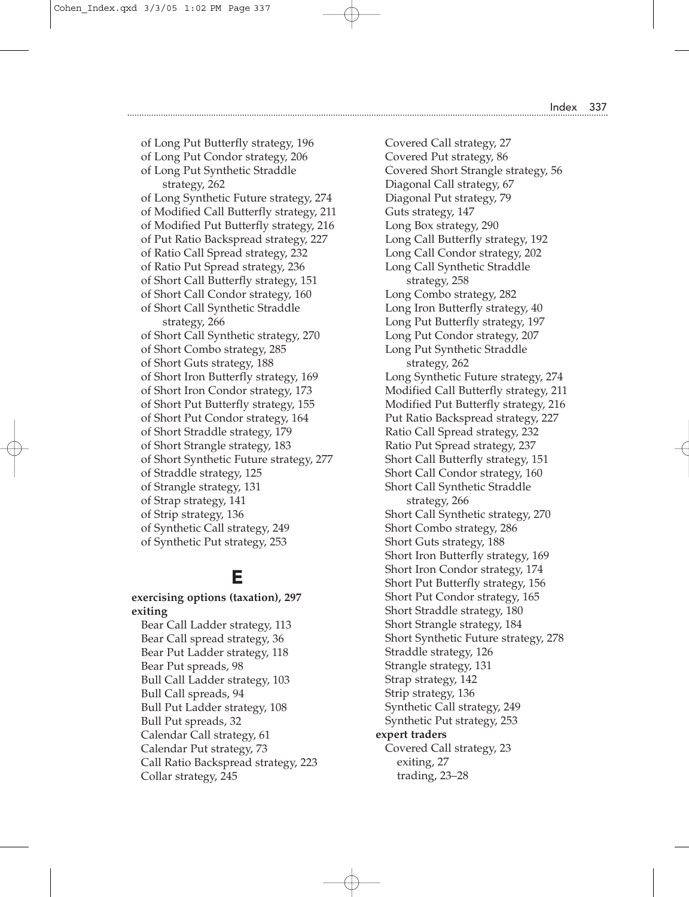of Long Put Butterfly strategy, 196
of Long Put Condor strategy, 206
of Long Put Synthetic Straddle strategy, 262
of Long Synthetic Future strategy, 274
of Modified Call Butterfly strategy, 211
of Modified Put Butterfly strategy, 216
of Put Ratio Backspread strategy, 227
of Ratio Call Spread strategy, 232
of Ratio Put Spread strategy, 236
of Short Call Butterfly strategy, 151
of Short Call Condor strategy, 160
of Short Call Synthetic Straddle strategy, 266
of Short Call Synthetic strategy, 270
of Short Combo strategy, 285
of Short Guts strategy, 188
of Short Iron Butterfly strategy, 169
of Short Iron Condor strategy, 173
of Short Put Butterfly strategy, 155
of Short Put Condor strategy, 164
of Short Straddle strategy, 179
of Short Strangle strategy, 183
of Short Synthetic Future strategy, 277
of Straddle strategy, 125
of Strangle strategy, 131
of Strap strategy, 141
of Strip strategy, 136
of Synthetic Call strategy, 249
of Synthetic Put strategy, 253

# E

**exercising options (taxation), 297**
**exiting**
Bear Call Ladder strategy, 113
Bear Call spread strategy, 36
Bear Put Ladder strategy, 118
Bear Put spreads, 98
Bull Call Ladder strategy, 103
Bull Call spreads, 94
Bull Put Ladder strategy, 108
Bull Put spreads, 32
Calendar Call strategy, 61
Calendar Put strategy, 73
Call Ratio Backspread strategy, 223
Collar strategy, 245
Covered Call strategy, 27
Covered Put strategy, 86
Covered Short Strangle strategy, 56
Diagonal Call strategy, 67
Diagonal Put strategy, 79
Guts strategy, 147
Long Box strategy, 290
Long Call Butterfly strategy, 192
Long Call Condor strategy, 202
Long Call Synthetic Straddle strategy, 258
Long Combo strategy, 282
Long Iron Butterfly strategy, 40
Long Put Butterfly strategy, 197
Long Put Condor strategy, 207
Long Put Synthetic Straddle strategy, 262
Long Synthetic Future strategy, 274
Modified Call Butterfly strategy, 211
Modified Put Butterfly strategy, 216
Put Ratio Backspread strategy, 227
Ratio Call Spread strategy, 232
Ratio Put Spread strategy, 237
Short Call Butterfly strategy, 151
Short Call Condor strategy, 160
Short Call Synthetic Straddle strategy, 266
Short Call Synthetic strategy, 270
Short Combo strategy, 286
Short Guts strategy, 188
Short Iron Butterfly strategy, 169
Short Iron Condor strategy, 174
Short Put Butterfly strategy, 156
Short Put Condor strategy, 165
Short Straddle strategy, 180
Short Strangle strategy, 184
Short Synthetic Future strategy, 278
Straddle strategy, 126
Strangle strategy, 131
Strap strategy, 142
Strip strategy, 136
Synthetic Call strategy, 249
Synthetic Put strategy, 253
**expert traders**
Covered Call strategy, 23
exiting, 27
trading, 23–28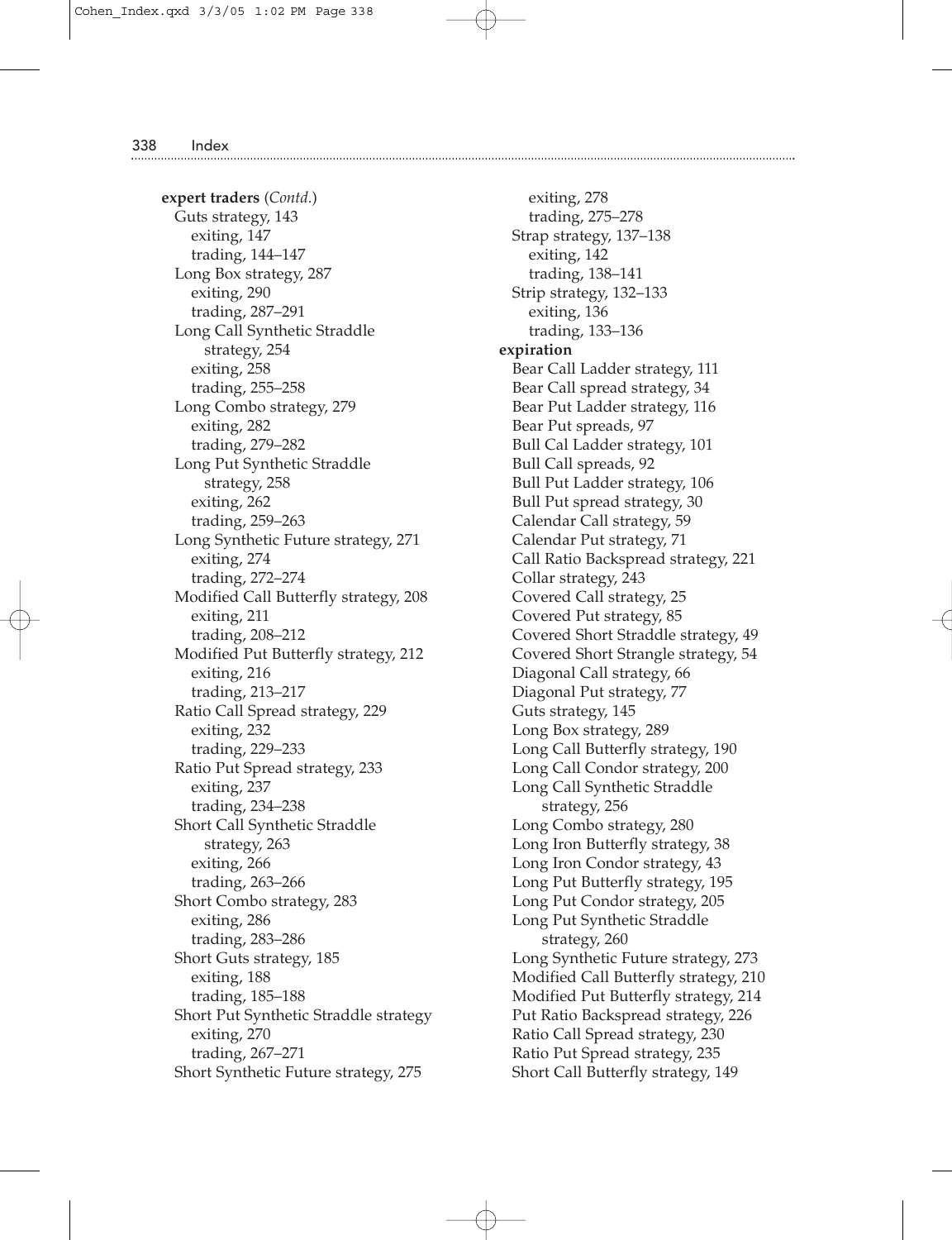**expert traders** (*Contd.*)
- Guts strategy, 143
  - exiting, 147
  - trading, 144–147
- Long Box strategy, 287
  - exiting, 290
  - trading, 287–291
- Long Call Synthetic Straddle strategy, 254
  - exiting, 258
  - trading, 255–258
- Long Combo strategy, 279
  - exiting, 282
  - trading, 279–282
- Long Put Synthetic Straddle strategy, 258
  - exiting, 262
  - trading, 259–263
- Long Synthetic Future strategy, 271
  - exiting, 274
  - trading, 272–274
- Modified Call Butterfly strategy, 208
  - exiting, 211
  - trading, 208–212
- Modified Put Butterfly strategy, 212
  - exiting, 216
  - trading, 213–217
- Ratio Call Spread strategy, 229
  - exiting, 232
  - trading, 229–233
- Ratio Put Spread strategy, 233
  - exiting, 237
  - trading, 234–238
- Short Call Synthetic Straddle strategy, 263
  - exiting, 266
  - trading, 263–266
- Short Combo strategy, 283
  - exiting, 286
  - trading, 283–286
- Short Guts strategy, 185
  - exiting, 188
  - trading, 185–188
- Short Put Synthetic Straddle strategy
  - exiting, 270
  - trading, 267–271
- Short Synthetic Future strategy, 275
  - exiting, 278
  - trading, 275–278
- Strap strategy, 137–138
  - exiting, 142
  - trading, 138–141
- Strip strategy, 132–133
  - exiting, 136
  - trading, 133–136

**expiration**
- Bear Call Ladder strategy, 111
- Bear Call spread strategy, 34
- Bear Put Ladder strategy, 116
- Bear Put spreads, 97
- Bull Cal Ladder strategy, 101
- Bull Call spreads, 92
- Bull Put Ladder strategy, 106
- Bull Put spread strategy, 30
- Calendar Call strategy, 59
- Calendar Put strategy, 71
- Call Ratio Backspread strategy, 221
- Collar strategy, 243
- Covered Call strategy, 25
- Covered Put strategy, 85
- Covered Short Straddle strategy, 49
- Covered Short Strangle strategy, 54
- Diagonal Call strategy, 66
- Diagonal Put strategy, 77
- Guts strategy, 145
- Long Box strategy, 289
- Long Call Butterfly strategy, 190
- Long Call Condor strategy, 200
- Long Call Synthetic Straddle strategy, 256
- Long Combo strategy, 280
- Long Iron Butterfly strategy, 38
- Long Iron Condor strategy, 43
- Long Put Butterfly strategy, 195
- Long Put Condor strategy, 205
- Long Put Synthetic Straddle strategy, 260
- Long Synthetic Future strategy, 273
- Modified Call Butterfly strategy, 210
- Modified Put Butterfly strategy, 214
- Put Ratio Backspread strategy, 226
- Ratio Call Spread strategy, 230
- Ratio Put Spread strategy, 235
- Short Call Butterfly strategy, 149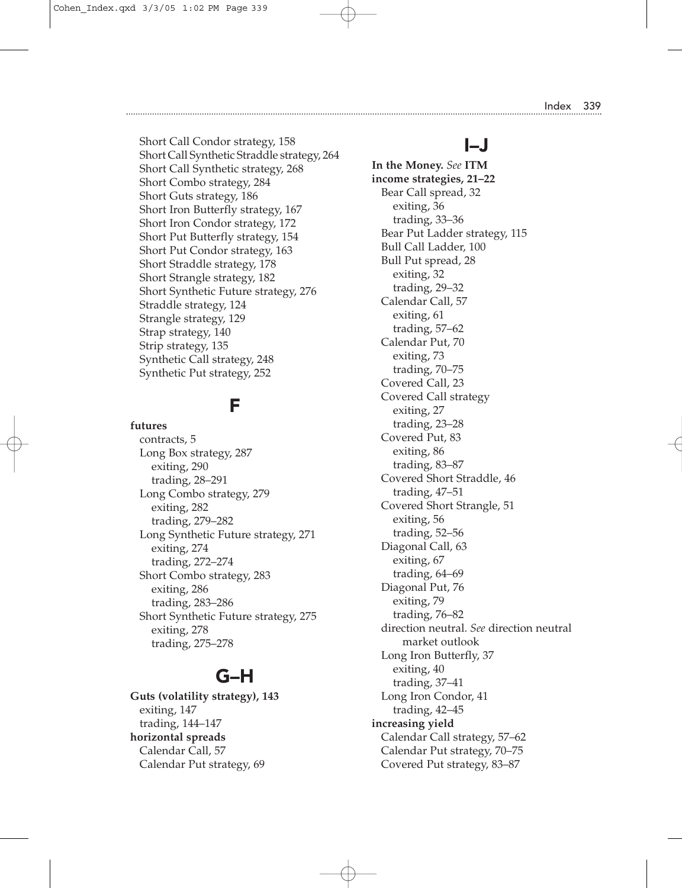Short Call Condor strategy, 158
Short Call Synthetic Straddle strategy, 264
Short Call Synthetic strategy, 268
Short Combo strategy, 284
Short Guts strategy, 186
Short Iron Butterfly strategy, 167
Short Iron Condor strategy, 172
Short Put Butterfly strategy, 154
Short Put Condor strategy, 163
Short Straddle strategy, 178
Short Strangle strategy, 182
Short Synthetic Future strategy, 276
Straddle strategy, 124
Strangle strategy, 129
Strap strategy, 140
Strip strategy, 135
Synthetic Call strategy, 248
Synthetic Put strategy, 252

## F

**futures**
- contracts, 5
- Long Box strategy, 287
  - exiting, 290
  - trading, 28–291
- Long Combo strategy, 279
  - exiting, 282
  - trading, 279–282
- Long Synthetic Future strategy, 271
  - exiting, 274
  - trading, 272–274
- Short Combo strategy, 283
  - exiting, 286
  - trading, 283–286
- Short Synthetic Future strategy, 275
  - exiting, 278
  - trading, 275–278

## G–H

**Guts (volatility strategy), 143**
- exiting, 147
- trading, 144–147

**horizontal spreads**
- Calendar Call, 57
- Calendar Put strategy, 69

## I–J

**In the Money.** *See* **ITM**

**income strategies, 21–22**
- Bear Call spread, 32
  - exiting, 36
  - trading, 33–36
- Bear Put Ladder strategy, 115
- Bull Call Ladder, 100
- Bull Put spread, 28
  - exiting, 32
  - trading, 29–32
- Calendar Call, 57
  - exiting, 61
  - trading, 57–62
- Calendar Put, 70
  - exiting, 73
  - trading, 70–75
- Covered Call, 23
- Covered Call strategy
  - exiting, 27
  - trading, 23–28
- Covered Put, 83
  - exiting, 86
  - trading, 83–87
- Covered Short Straddle, 46
  - trading, 47–51
- Covered Short Strangle, 51
  - exiting, 56
  - trading, 52–56
- Diagonal Call, 63
  - exiting, 67
  - trading, 64–69
- Diagonal Put, 76
  - exiting, 79
  - trading, 76–82
- direction neutral. *See* direction neutral market outlook
- Long Iron Butterfly, 37
  - exiting, 40
  - trading, 37–41
- Long Iron Condor, 41
  - trading, 42–45

**increasing yield**
- Calendar Call strategy, 57–62
- Calendar Put strategy, 70–75
- Covered Put strategy, 83–87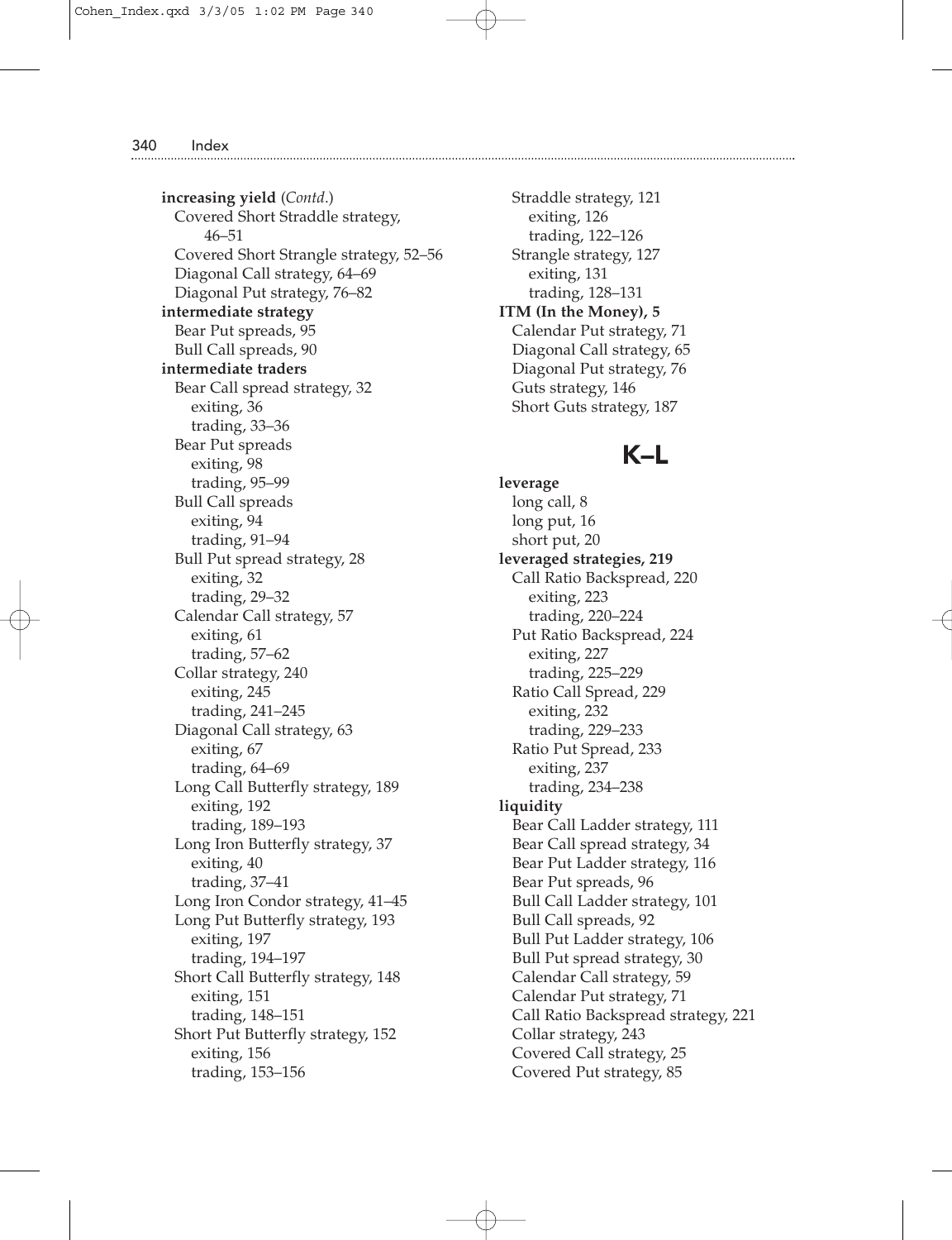**increasing yield** (*Contd.*)
- Covered Short Straddle strategy, 46–51
- Covered Short Strangle strategy, 52–56
- Diagonal Call strategy, 64–69
- Diagonal Put strategy, 76–82

**intermediate strategy**
- Bear Put spreads, 95
- Bull Call spreads, 90

**intermediate traders**
- Bear Call spread strategy, 32
  - exiting, 36
  - trading, 33–36
- Bear Put spreads
  - exiting, 98
  - trading, 95–99
- Bull Call spreads
  - exiting, 94
  - trading, 91–94
- Bull Put spread strategy, 28
  - exiting, 32
  - trading, 29–32
- Calendar Call strategy, 57
  - exiting, 61
  - trading, 57–62
- Collar strategy, 240
  - exiting, 245
  - trading, 241–245
- Diagonal Call strategy, 63
  - exiting, 67
  - trading, 64–69
- Long Call Butterfly strategy, 189
  - exiting, 192
  - trading, 189–193
- Long Iron Butterfly strategy, 37
  - exiting, 40
  - trading, 37–41
- Long Iron Condor strategy, 41–45
- Long Put Butterfly strategy, 193
  - exiting, 197
  - trading, 194–197
- Short Call Butterfly strategy, 148
  - exiting, 151
  - trading, 148–151
- Short Put Butterfly strategy, 152
  - exiting, 156
  - trading, 153–156
- Straddle strategy, 121
  - exiting, 126
  - trading, 122–126
- Strangle strategy, 127
  - exiting, 131
  - trading, 128–131

**ITM (In the Money), 5**
- Calendar Put strategy, 71
- Diagonal Call strategy, 65
- Diagonal Put strategy, 76
- Guts strategy, 146
- Short Guts strategy, 187

## K–L

**leverage**
- long call, 8
- long put, 16
- short put, 20

**leveraged strategies, 219**
- Call Ratio Backspread, 220
  - exiting, 223
  - trading, 220–224
- Put Ratio Backspread, 224
  - exiting, 227
  - trading, 225–229
- Ratio Call Spread, 229
  - exiting, 232
  - trading, 229–233
- Ratio Put Spread, 233
  - exiting, 237
  - trading, 234–238

**liquidity**
- Bear Call Ladder strategy, 111
- Bear Call spread strategy, 34
- Bear Put Ladder strategy, 116
- Bear Put spreads, 96
- Bull Call Ladder strategy, 101
- Bull Call spreads, 92
- Bull Put Ladder strategy, 106
- Bull Put spread strategy, 30
- Calendar Call strategy, 59
- Calendar Put strategy, 71
- Call Ratio Backspread strategy, 221
- Collar strategy, 243
- Covered Call strategy, 25
- Covered Put strategy, 85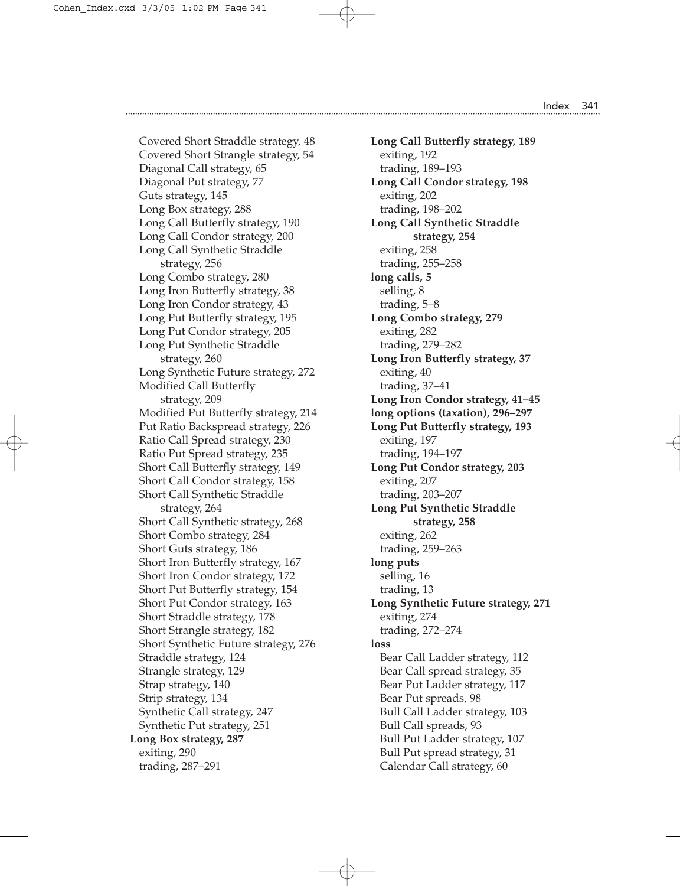Covered Short Straddle strategy, 48
Covered Short Strangle strategy, 54
Diagonal Call strategy, 65
Diagonal Put strategy, 77
Guts strategy, 145
Long Box strategy, 288
Long Call Butterfly strategy, 190
Long Call Condor strategy, 200
Long Call Synthetic Straddle strategy, 256
Long Combo strategy, 280
Long Iron Butterfly strategy, 38
Long Iron Condor strategy, 43
Long Put Butterfly strategy, 195
Long Put Condor strategy, 205
Long Put Synthetic Straddle strategy, 260
Long Synthetic Future strategy, 272
Modified Call Butterfly strategy, 209
Modified Put Butterfly strategy, 214
Put Ratio Backspread strategy, 226
Ratio Call Spread strategy, 230
Ratio Put Spread strategy, 235
Short Call Butterfly strategy, 149
Short Call Condor strategy, 158
Short Call Synthetic Straddle strategy, 264
Short Call Synthetic strategy, 268
Short Combo strategy, 284
Short Guts strategy, 186
Short Iron Butterfly strategy, 167
Short Iron Condor strategy, 172
Short Put Butterfly strategy, 154
Short Put Condor strategy, 163
Short Straddle strategy, 178
Short Strangle strategy, 182
Short Synthetic Future strategy, 276
Straddle strategy, 124
Strangle strategy, 129
Strap strategy, 140
Strip strategy, 134
Synthetic Call strategy, 247
Synthetic Put strategy, 251

**Long Box strategy, 287**
exiting, 290
trading, 287–291

**Long Call Butterfly strategy, 189**
exiting, 192
trading, 189–193

**Long Call Condor strategy, 198**
exiting, 202
trading, 198–202

**Long Call Synthetic Straddle strategy, 254**
exiting, 258
trading, 255–258

**long calls, 5**
selling, 8
trading, 5–8

**Long Combo strategy, 279**
exiting, 282
trading, 279–282

**Long Iron Butterfly strategy, 37**
exiting, 40
trading, 37–41

**Long Iron Condor strategy, 41–45**

**long options (taxation), 296–297**

**Long Put Butterfly strategy, 193**
exiting, 197
trading, 194–197

**Long Put Condor strategy, 203**
exiting, 207
trading, 203–207

**Long Put Synthetic Straddle strategy, 258**
exiting, 262
trading, 259–263

**long puts**
selling, 16
trading, 13

**Long Synthetic Future strategy, 271**
exiting, 274
trading, 272–274

**loss**
Bear Call Ladder strategy, 112
Bear Call spread strategy, 35
Bear Put Ladder strategy, 117
Bear Put spreads, 98
Bull Call Ladder strategy, 103
Bull Call spreads, 93
Bull Put Ladder strategy, 107
Bull Put spread strategy, 31
Calendar Call strategy, 60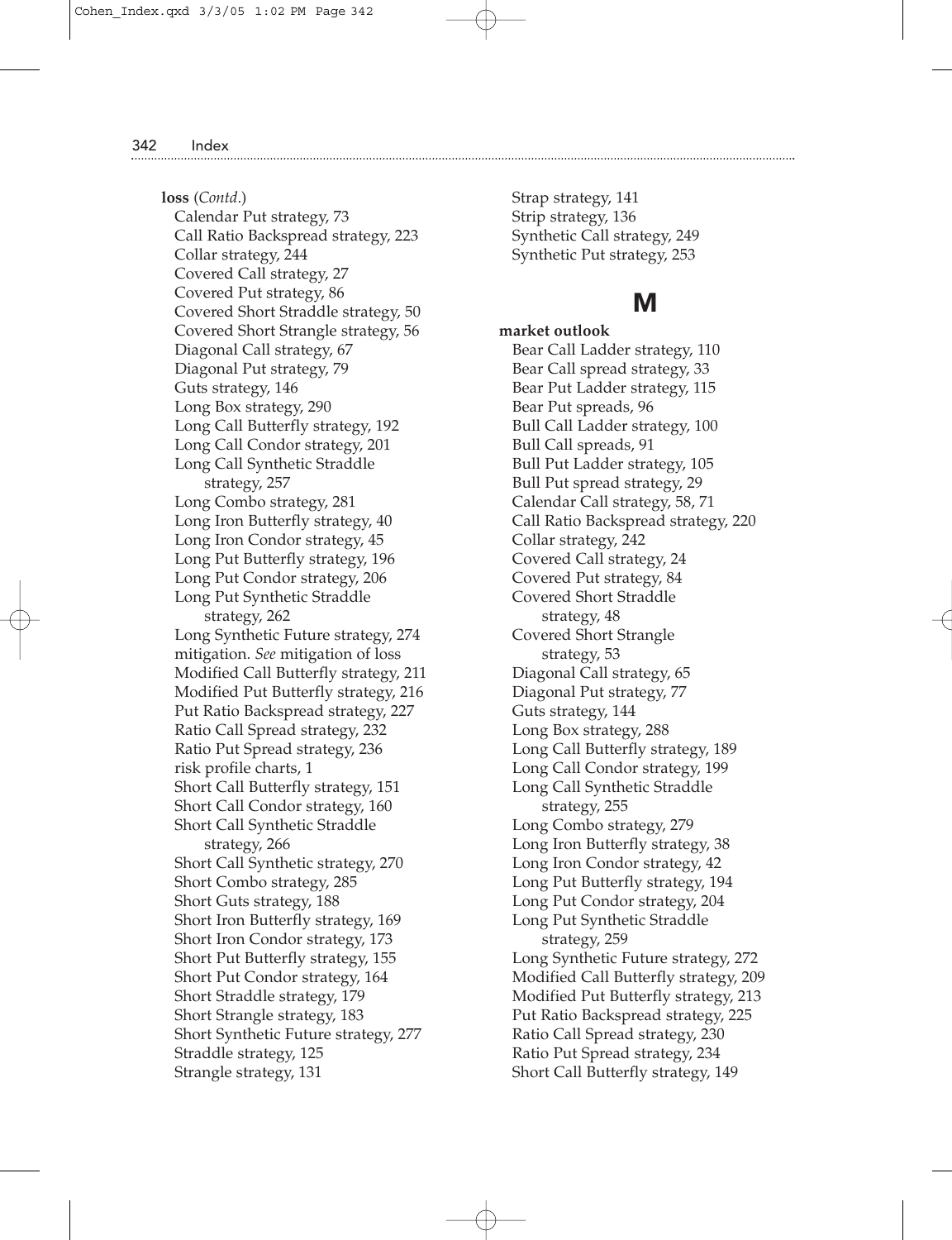**loss** (*Contd*.)

- Calendar Put strategy, 73
- Call Ratio Backspread strategy, 223
- Collar strategy, 244
- Covered Call strategy, 27
- Covered Put strategy, 86
- Covered Short Straddle strategy, 50
- Covered Short Strangle strategy, 56
- Diagonal Call strategy, 67
- Diagonal Put strategy, 79
- Guts strategy, 146
- Long Box strategy, 290
- Long Call Butterfly strategy, 192
- Long Call Condor strategy, 201
- Long Call Synthetic Straddle strategy, 257
- Long Combo strategy, 281
- Long Iron Butterfly strategy, 40
- Long Iron Condor strategy, 45
- Long Put Butterfly strategy, 196
- Long Put Condor strategy, 206
- Long Put Synthetic Straddle strategy, 262
- Long Synthetic Future strategy, 274
- mitigation. *See* mitigation of loss
- Modified Call Butterfly strategy, 211
- Modified Put Butterfly strategy, 216
- Put Ratio Backspread strategy, 227
- Ratio Call Spread strategy, 232
- Ratio Put Spread strategy, 236
- risk profile charts, 1
- Short Call Butterfly strategy, 151
- Short Call Condor strategy, 160
- Short Call Synthetic Straddle strategy, 266
- Short Call Synthetic strategy, 270
- Short Combo strategy, 285
- Short Guts strategy, 188
- Short Iron Butterfly strategy, 169
- Short Iron Condor strategy, 173
- Short Put Butterfly strategy, 155
- Short Put Condor strategy, 164
- Short Straddle strategy, 179
- Short Strangle strategy, 183
- Short Synthetic Future strategy, 277
- Straddle strategy, 125
- Strangle strategy, 131
- Strap strategy, 141
- Strip strategy, 136
- Synthetic Call strategy, 249
- Synthetic Put strategy, 253

# M

**market outlook**

- Bear Call Ladder strategy, 110
- Bear Call spread strategy, 33
- Bear Put Ladder strategy, 115
- Bear Put spreads, 96
- Bull Call Ladder strategy, 100
- Bull Call spreads, 91
- Bull Put Ladder strategy, 105
- Bull Put spread strategy, 29
- Calendar Call strategy, 58, 71
- Call Ratio Backspread strategy, 220
- Collar strategy, 242
- Covered Call strategy, 24
- Covered Put strategy, 84
- Covered Short Straddle strategy, 48
- Covered Short Strangle strategy, 53
- Diagonal Call strategy, 65
- Diagonal Put strategy, 77
- Guts strategy, 144
- Long Box strategy, 288
- Long Call Butterfly strategy, 189
- Long Call Condor strategy, 199
- Long Call Synthetic Straddle strategy, 255
- Long Combo strategy, 279
- Long Iron Butterfly strategy, 38
- Long Iron Condor strategy, 42
- Long Put Butterfly strategy, 194
- Long Put Condor strategy, 204
- Long Put Synthetic Straddle strategy, 259
- Long Synthetic Future strategy, 272
- Modified Call Butterfly strategy, 209
- Modified Put Butterfly strategy, 213
- Put Ratio Backspread strategy, 225
- Ratio Call Spread strategy, 230
- Ratio Put Spread strategy, 234
- Short Call Butterfly strategy, 149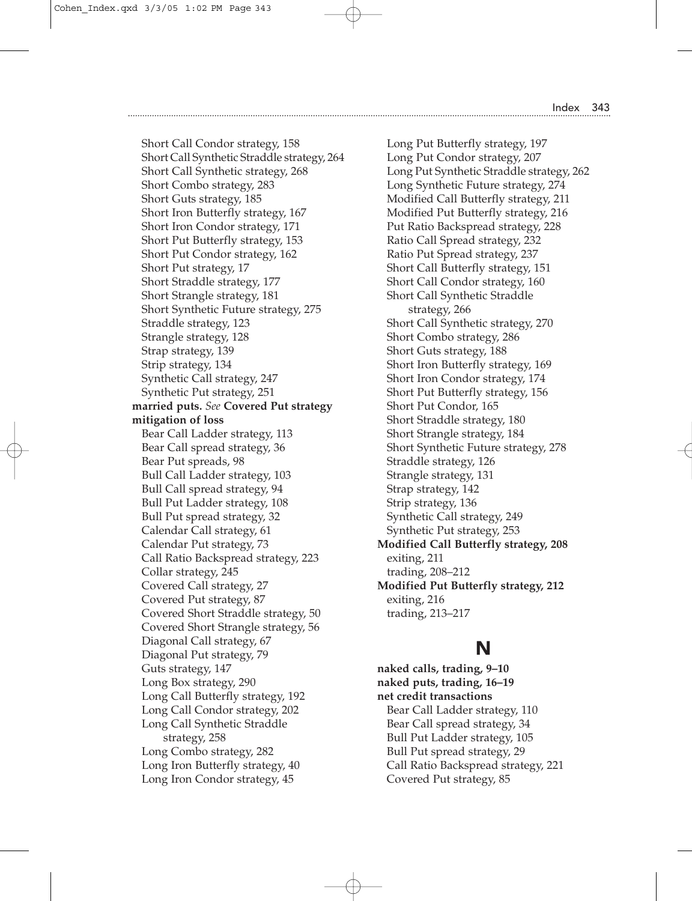Short Call Condor strategy, 158
Short Call Synthetic Straddle strategy, 264
Short Call Synthetic strategy, 268
Short Combo strategy, 283
Short Guts strategy, 185
Short Iron Butterfly strategy, 167
Short Iron Condor strategy, 171
Short Put Butterfly strategy, 153
Short Put Condor strategy, 162
Short Put strategy, 17
Short Straddle strategy, 177
Short Strangle strategy, 181
Short Synthetic Future strategy, 275
Straddle strategy, 123
Strangle strategy, 128
Strap strategy, 139
Strip strategy, 134
Synthetic Call strategy, 247
Synthetic Put strategy, 251

**married puts.** *See* **Covered Put strategy**

**mitigation of loss**

Bear Call Ladder strategy, 113
Bear Call spread strategy, 36
Bear Put spreads, 98
Bull Call Ladder strategy, 103
Bull Call spread strategy, 94
Bull Put Ladder strategy, 108
Bull Put spread strategy, 32
Calendar Call strategy, 61
Calendar Put strategy, 73
Call Ratio Backspread strategy, 223
Collar strategy, 245
Covered Call strategy, 27
Covered Put strategy, 87
Covered Short Straddle strategy, 50
Covered Short Strangle strategy, 56
Diagonal Call strategy, 67
Diagonal Put strategy, 79
Guts strategy, 147
Long Box strategy, 290
Long Call Butterfly strategy, 192
Long Call Condor strategy, 202
Long Call Synthetic Straddle strategy, 258
Long Combo strategy, 282
Long Iron Butterfly strategy, 40
Long Iron Condor strategy, 45
Long Put Butterfly strategy, 197
Long Put Condor strategy, 207
Long Put Synthetic Straddle strategy, 262
Long Synthetic Future strategy, 274
Modified Call Butterfly strategy, 211
Modified Put Butterfly strategy, 216
Put Ratio Backspread strategy, 228
Ratio Call Spread strategy, 232
Ratio Put Spread strategy, 237
Short Call Butterfly strategy, 151
Short Call Condor strategy, 160
Short Call Synthetic Straddle strategy, 266
Short Call Synthetic strategy, 270
Short Combo strategy, 286
Short Guts strategy, 188
Short Iron Butterfly strategy, 169
Short Iron Condor strategy, 174
Short Put Butterfly strategy, 156
Short Put Condor, 165
Short Straddle strategy, 180
Short Strangle strategy, 184
Short Synthetic Future strategy, 278
Straddle strategy, 126
Strangle strategy, 131
Strap strategy, 142
Strip strategy, 136
Synthetic Call strategy, 249
Synthetic Put strategy, 253

**Modified Call Butterfly strategy, 208**

exiting, 211
trading, 208–212

**Modified Put Butterfly strategy, 212**

exiting, 216
trading, 213–217

## N

**naked calls, trading, 9–10**

**naked puts, trading, 16–19**

**net credit transactions**

Bear Call Ladder strategy, 110
Bear Call spread strategy, 34
Bull Put Ladder strategy, 105
Bull Put spread strategy, 29
Call Ratio Backspread strategy, 221
Covered Put strategy, 85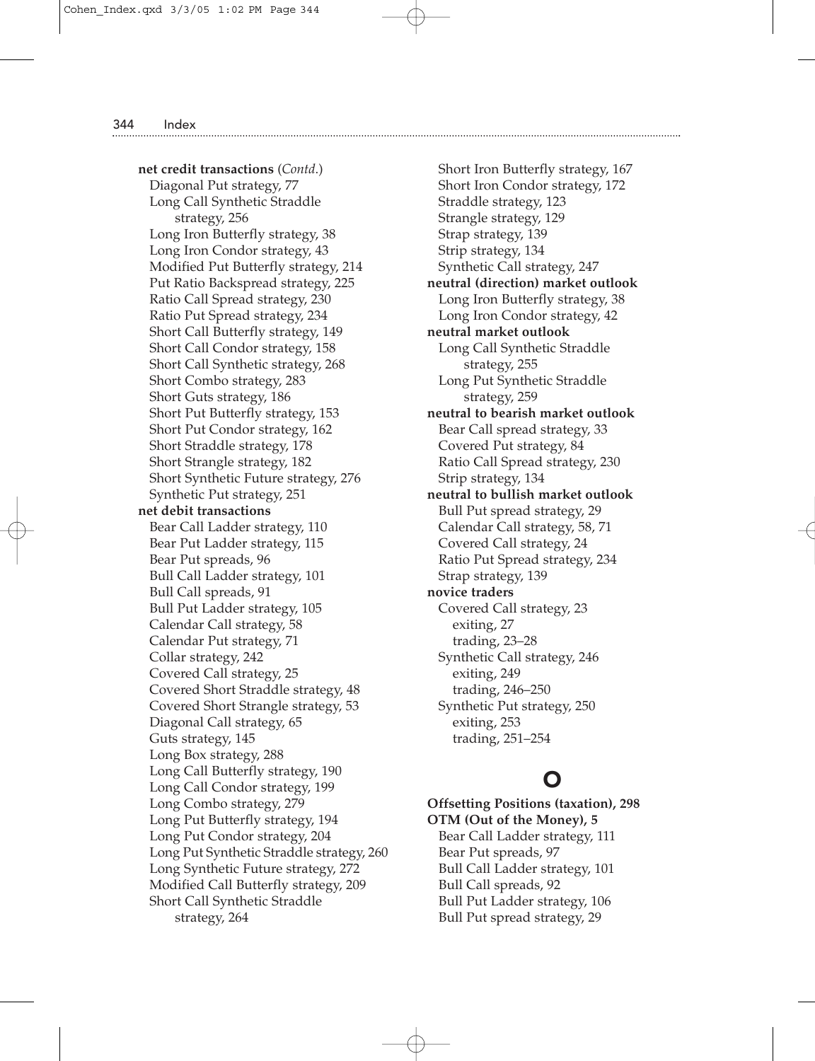**net credit transactions** (*Contd.*)
- Diagonal Put strategy, 77
- Long Call Synthetic Straddle strategy, 256
- Long Iron Butterfly strategy, 38
- Long Iron Condor strategy, 43
- Modified Put Butterfly strategy, 214
- Put Ratio Backspread strategy, 225
- Ratio Call Spread strategy, 230
- Ratio Put Spread strategy, 234
- Short Call Butterfly strategy, 149
- Short Call Condor strategy, 158
- Short Call Synthetic strategy, 268
- Short Combo strategy, 283
- Short Guts strategy, 186
- Short Put Butterfly strategy, 153
- Short Put Condor strategy, 162
- Short Straddle strategy, 178
- Short Strangle strategy, 182
- Short Synthetic Future strategy, 276
- Synthetic Put strategy, 251

**net debit transactions**
- Bear Call Ladder strategy, 110
- Bear Put Ladder strategy, 115
- Bear Put spreads, 96
- Bull Call Ladder strategy, 101
- Bull Call spreads, 91
- Bull Put Ladder strategy, 105
- Calendar Call strategy, 58
- Calendar Put strategy, 71
- Collar strategy, 242
- Covered Call strategy, 25
- Covered Short Straddle strategy, 48
- Covered Short Strangle strategy, 53
- Diagonal Call strategy, 65
- Guts strategy, 145
- Long Box strategy, 288
- Long Call Butterfly strategy, 190
- Long Call Condor strategy, 199
- Long Combo strategy, 279
- Long Put Butterfly strategy, 194
- Long Put Condor strategy, 204
- Long Put Synthetic Straddle strategy, 260
- Long Synthetic Future strategy, 272
- Modified Call Butterfly strategy, 209
- Short Call Synthetic Straddle strategy, 264
- Short Iron Butterfly strategy, 167
- Short Iron Condor strategy, 172
- Straddle strategy, 123
- Strangle strategy, 129
- Strap strategy, 139
- Strip strategy, 134
- Synthetic Call strategy, 247

**neutral (direction) market outlook**
- Long Iron Butterfly strategy, 38
- Long Iron Condor strategy, 42

**neutral market outlook**
- Long Call Synthetic Straddle strategy, 255
- Long Put Synthetic Straddle strategy, 259

**neutral to bearish market outlook**
- Bear Call spread strategy, 33
- Covered Put strategy, 84
- Ratio Call Spread strategy, 230
- Strip strategy, 134

**neutral to bullish market outlook**
- Bull Put spread strategy, 29
- Calendar Call strategy, 58, 71
- Covered Call strategy, 24
- Ratio Put Spread strategy, 234
- Strap strategy, 139

**novice traders**
- Covered Call strategy, 23
  - exiting, 27
  - trading, 23–28
- Synthetic Call strategy, 246
  - exiting, 249
  - trading, 246–250
- Synthetic Put strategy, 250
  - exiting, 253
  - trading, 251–254

# O

**Offsetting Positions (taxation), 298**

**OTM (Out of the Money), 5**
- Bear Call Ladder strategy, 111
- Bear Put spreads, 97
- Bull Call Ladder strategy, 101
- Bull Call spreads, 92
- Bull Put Ladder strategy, 106
- Bull Put spread strategy, 29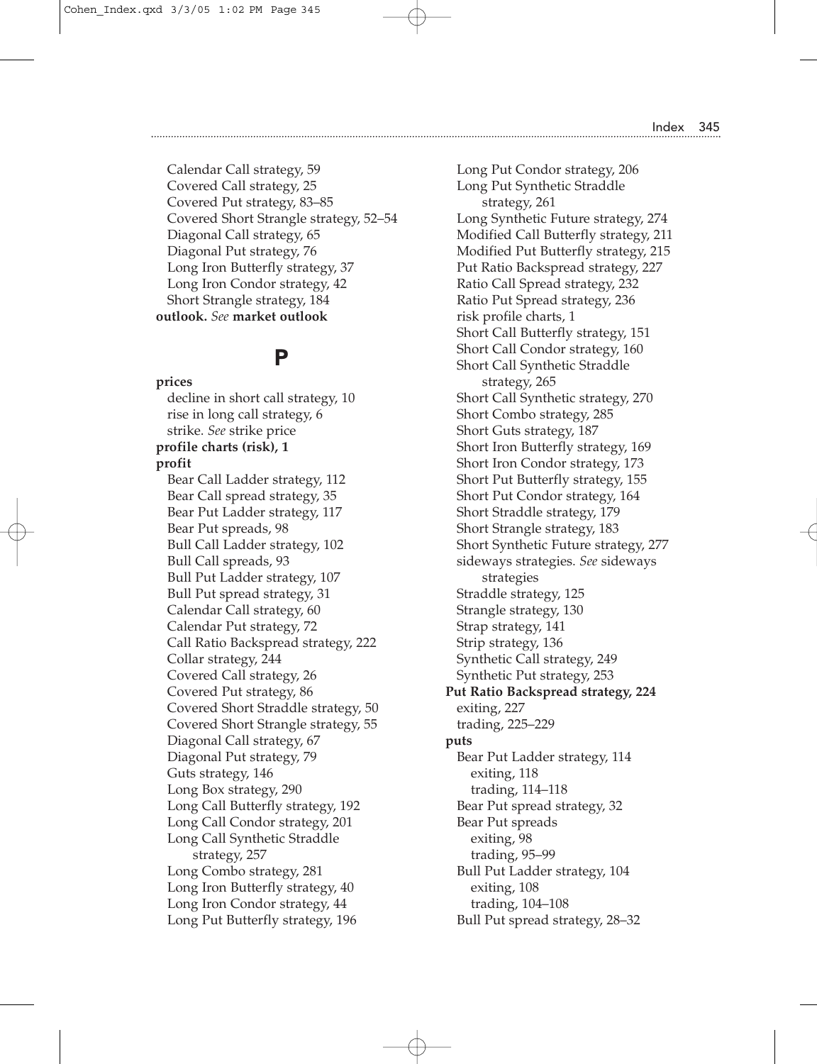Calendar Call strategy, 59
Covered Call strategy, 25
Covered Put strategy, 83–85
Covered Short Strangle strategy, 52–54
Diagonal Call strategy, 65
Diagonal Put strategy, 76
Long Iron Butterfly strategy, 37
Long Iron Condor strategy, 42
Short Strangle strategy, 184

**outlook.** *See* **market outlook**

## P

**prices**
decline in short call strategy, 10
rise in long call strategy, 6
strike. *See* strike price

**profile charts (risk), 1**

**profit**
Bear Call Ladder strategy, 112
Bear Call spread strategy, 35
Bear Put Ladder strategy, 117
Bear Put spreads, 98
Bull Call Ladder strategy, 102
Bull Call spreads, 93
Bull Put Ladder strategy, 107
Bull Put spread strategy, 31
Calendar Call strategy, 60
Calendar Put strategy, 72
Call Ratio Backspread strategy, 222
Collar strategy, 244
Covered Call strategy, 26
Covered Put strategy, 86
Covered Short Straddle strategy, 50
Covered Short Strangle strategy, 55
Diagonal Call strategy, 67
Diagonal Put strategy, 79
Guts strategy, 146
Long Box strategy, 290
Long Call Butterfly strategy, 192
Long Call Condor strategy, 201
Long Call Synthetic Straddle strategy, 257
Long Combo strategy, 281
Long Iron Butterfly strategy, 40
Long Iron Condor strategy, 44
Long Put Butterfly strategy, 196
Long Put Condor strategy, 206
Long Put Synthetic Straddle strategy, 261
Long Synthetic Future strategy, 274
Modified Call Butterfly strategy, 211
Modified Put Butterfly strategy, 215
Put Ratio Backspread strategy, 227
Ratio Call Spread strategy, 232
Ratio Put Spread strategy, 236
risk profile charts, 1
Short Call Butterfly strategy, 151
Short Call Condor strategy, 160
Short Call Synthetic Straddle strategy, 265
Short Call Synthetic strategy, 270
Short Combo strategy, 285
Short Guts strategy, 187
Short Iron Butterfly strategy, 169
Short Iron Condor strategy, 173
Short Put Butterfly strategy, 155
Short Put Condor strategy, 164
Short Straddle strategy, 179
Short Strangle strategy, 183
Short Synthetic Future strategy, 277
sideways strategies. *See* sideways strategies
Straddle strategy, 125
Strangle strategy, 130
Strap strategy, 141
Strip strategy, 136
Synthetic Call strategy, 249
Synthetic Put strategy, 253

**Put Ratio Backspread strategy, 224**
exiting, 227
trading, 225–229

**puts**
Bear Put Ladder strategy, 114
exiting, 118
trading, 114–118
Bear Put spread strategy, 32
Bear Put spreads
exiting, 98
trading, 95–99
Bull Put Ladder strategy, 104
exiting, 108
trading, 104–108
Bull Put spread strategy, 28–32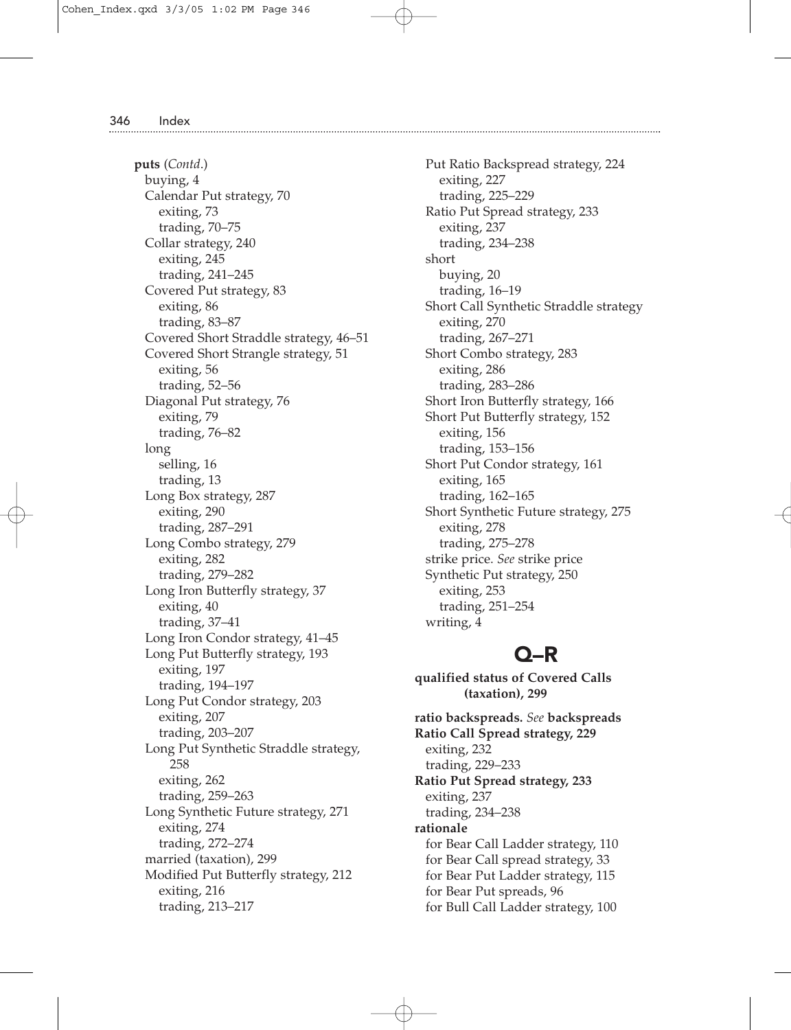**puts** (*Contd.*)
- buying, 4
- Calendar Put strategy, 70
  - exiting, 73
  - trading, 70–75
- Collar strategy, 240
  - exiting, 245
  - trading, 241–245
- Covered Put strategy, 83
  - exiting, 86
  - trading, 83–87
- Covered Short Straddle strategy, 46–51
- Covered Short Strangle strategy, 51
  - exiting, 56
  - trading, 52–56
- Diagonal Put strategy, 76
  - exiting, 79
  - trading, 76–82
- long
  - selling, 16
  - trading, 13
- Long Box strategy, 287
  - exiting, 290
  - trading, 287–291
- Long Combo strategy, 279
  - exiting, 282
  - trading, 279–282
- Long Iron Butterfly strategy, 37
  - exiting, 40
  - trading, 37–41
- Long Iron Condor strategy, 41–45
- Long Put Butterfly strategy, 193
  - exiting, 197
  - trading, 194–197
- Long Put Condor strategy, 203
  - exiting, 207
  - trading, 203–207
- Long Put Synthetic Straddle strategy, 258
  - exiting, 262
  - trading, 259–263
- Long Synthetic Future strategy, 271
  - exiting, 274
  - trading, 272–274
- married (taxation), 299
- Modified Put Butterfly strategy, 212
  - exiting, 216
  - trading, 213–217
- Put Ratio Backspread strategy, 224
  - exiting, 227
  - trading, 225–229
- Ratio Put Spread strategy, 233
  - exiting, 237
  - trading, 234–238
- short
  - buying, 20
  - trading, 16–19
- Short Call Synthetic Straddle strategy
  - exiting, 270
  - trading, 267–271
- Short Combo strategy, 283
  - exiting, 286
  - trading, 283–286
- Short Iron Butterfly strategy, 166
- Short Put Butterfly strategy, 152
  - exiting, 156
  - trading, 153–156
- Short Put Condor strategy, 161
  - exiting, 165
  - trading, 162–165
- Short Synthetic Future strategy, 275
  - exiting, 278
  - trading, 275–278
- strike price. *See* strike price
- Synthetic Put strategy, 250
  - exiting, 253
  - trading, 251–254
- writing, 4

# Q–R

**qualified status of Covered Calls (taxation), 299**

**ratio backspreads.** *See* **backspreads**

**Ratio Call Spread strategy, 229**
- exiting, 232
- trading, 229–233

**Ratio Put Spread strategy, 233**
- exiting, 237
- trading, 234–238

**rationale**
- for Bear Call Ladder strategy, 110
- for Bear Call spread strategy, 33
- for Bear Put Ladder strategy, 115
- for Bear Put spreads, 96
- for Bull Call Ladder strategy, 100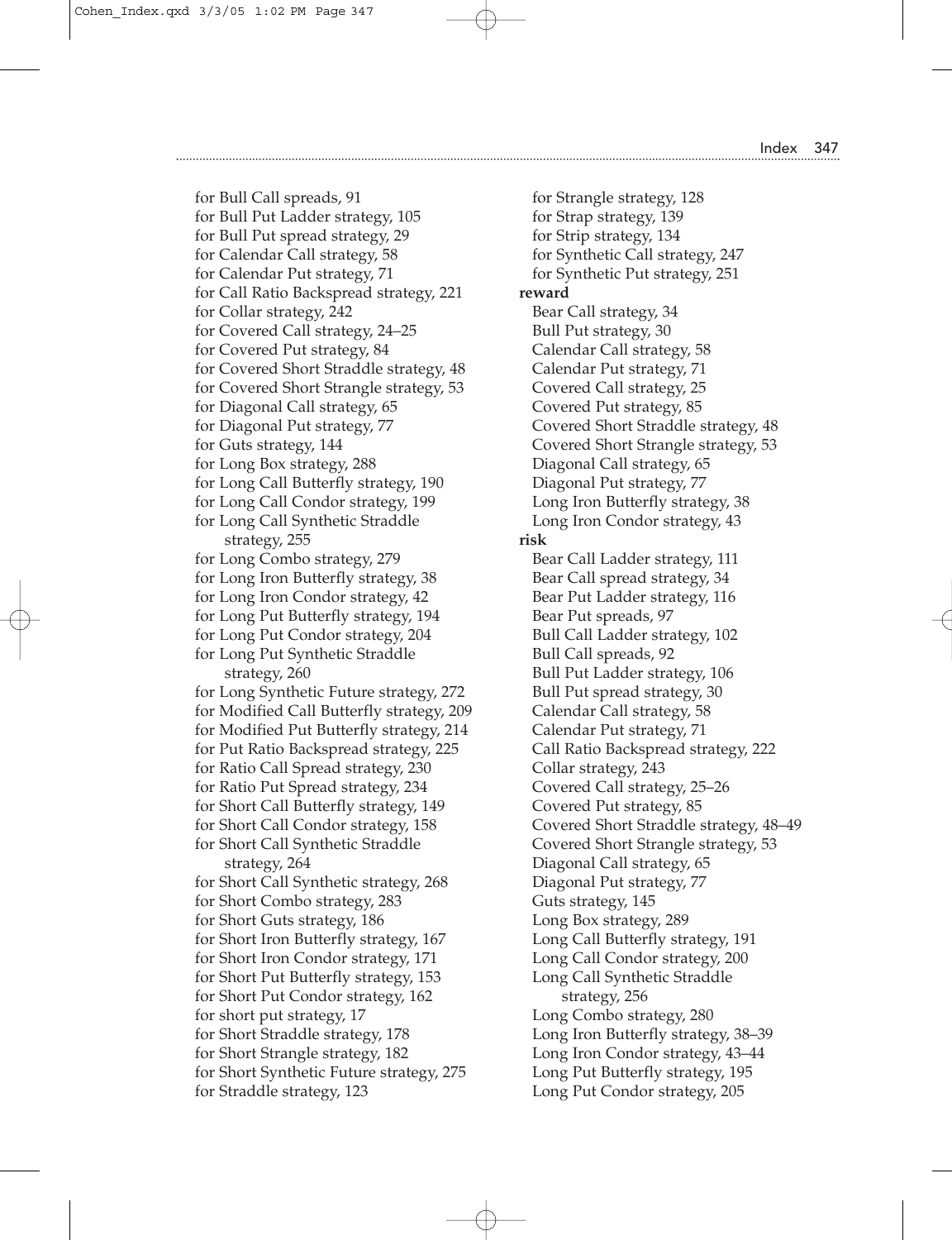for Bull Call spreads, 91
for Bull Put Ladder strategy, 105
for Bull Put spread strategy, 29
for Calendar Call strategy, 58
for Calendar Put strategy, 71
for Call Ratio Backspread strategy, 221
for Collar strategy, 242
for Covered Call strategy, 24–25
for Covered Put strategy, 84
for Covered Short Straddle strategy, 48
for Covered Short Strangle strategy, 53
for Diagonal Call strategy, 65
for Diagonal Put strategy, 77
for Guts strategy, 144
for Long Box strategy, 288
for Long Call Butterfly strategy, 190
for Long Call Condor strategy, 199
for Long Call Synthetic Straddle strategy, 255
for Long Combo strategy, 279
for Long Iron Butterfly strategy, 38
for Long Iron Condor strategy, 42
for Long Put Butterfly strategy, 194
for Long Put Condor strategy, 204
for Long Put Synthetic Straddle strategy, 260
for Long Synthetic Future strategy, 272
for Modified Call Butterfly strategy, 209
for Modified Put Butterfly strategy, 214
for Put Ratio Backspread strategy, 225
for Ratio Call Spread strategy, 230
for Ratio Put Spread strategy, 234
for Short Call Butterfly strategy, 149
for Short Call Condor strategy, 158
for Short Call Synthetic Straddle strategy, 264
for Short Call Synthetic strategy, 268
for Short Combo strategy, 283
for Short Guts strategy, 186
for Short Iron Butterfly strategy, 167
for Short Iron Condor strategy, 171
for Short Put Butterfly strategy, 153
for Short Put Condor strategy, 162
for short put strategy, 17
for Short Straddle strategy, 178
for Short Strangle strategy, 182
for Short Synthetic Future strategy, 275
for Straddle strategy, 123
for Strangle strategy, 128
for Strap strategy, 139
for Strip strategy, 134
for Synthetic Call strategy, 247
for Synthetic Put strategy, 251

**reward**
Bear Call strategy, 34
Bull Put strategy, 30
Calendar Call strategy, 58
Calendar Put strategy, 71
Covered Call strategy, 25
Covered Put strategy, 85
Covered Short Straddle strategy, 48
Covered Short Strangle strategy, 53
Diagonal Call strategy, 65
Diagonal Put strategy, 77
Long Iron Butterfly strategy, 38
Long Iron Condor strategy, 43

**risk**
Bear Call Ladder strategy, 111
Bear Call spread strategy, 34
Bear Put Ladder strategy, 116
Bear Put spreads, 97
Bull Call Ladder strategy, 102
Bull Call spreads, 92
Bull Put Ladder strategy, 106
Bull Put spread strategy, 30
Calendar Call strategy, 58
Calendar Put strategy, 71
Call Ratio Backspread strategy, 222
Collar strategy, 243
Covered Call strategy, 25–26
Covered Put strategy, 85
Covered Short Straddle strategy, 48–49
Covered Short Strangle strategy, 53
Diagonal Call strategy, 65
Diagonal Put strategy, 77
Guts strategy, 145
Long Box strategy, 289
Long Call Butterfly strategy, 191
Long Call Condor strategy, 200
Long Call Synthetic Straddle strategy, 256
Long Combo strategy, 280
Long Iron Butterfly strategy, 38–39
Long Iron Condor strategy, 43–44
Long Put Butterfly strategy, 195
Long Put Condor strategy, 205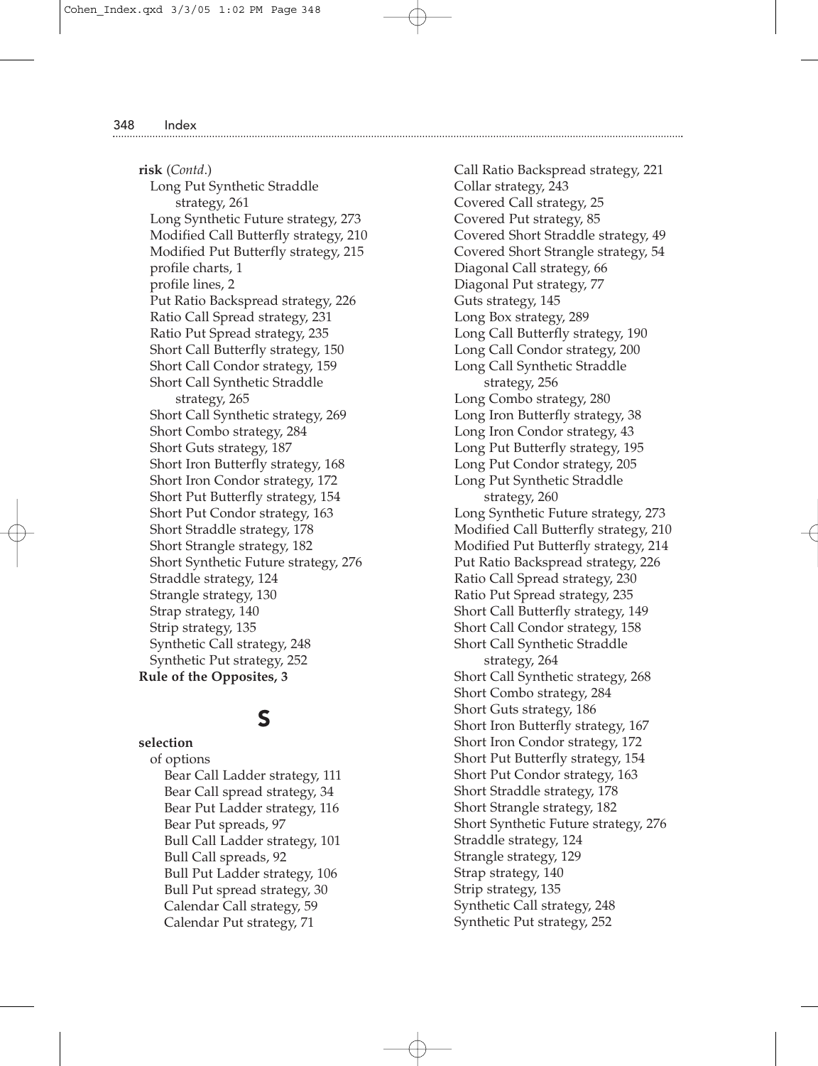**risk** (*Contd.*)

- Long Put Synthetic Straddle strategy, 261
- Long Synthetic Future strategy, 273
- Modified Call Butterfly strategy, 210
- Modified Put Butterfly strategy, 215
- profile charts, 1
- profile lines, 2
- Put Ratio Backspread strategy, 226
- Ratio Call Spread strategy, 231
- Ratio Put Spread strategy, 235
- Short Call Butterfly strategy, 150
- Short Call Condor strategy, 159
- Short Call Synthetic Straddle strategy, 265
- Short Call Synthetic strategy, 269
- Short Combo strategy, 284
- Short Guts strategy, 187
- Short Iron Butterfly strategy, 168
- Short Iron Condor strategy, 172
- Short Put Butterfly strategy, 154
- Short Put Condor strategy, 163
- Short Straddle strategy, 178
- Short Strangle strategy, 182
- Short Synthetic Future strategy, 276
- Straddle strategy, 124
- Strangle strategy, 130
- Strap strategy, 140
- Strip strategy, 135
- Synthetic Call strategy, 248
- Synthetic Put strategy, 252

**Rule of the Opposites, 3**

## S

**selection**

- of options
  - Bear Call Ladder strategy, 111
  - Bear Call spread strategy, 34
  - Bear Put Ladder strategy, 116
  - Bear Put spreads, 97
  - Bull Call Ladder strategy, 101
  - Bull Call spreads, 92
  - Bull Put Ladder strategy, 106
  - Bull Put spread strategy, 30
  - Calendar Call strategy, 59
  - Calendar Put strategy, 71
  - Call Ratio Backspread strategy, 221
  - Collar strategy, 243
  - Covered Call strategy, 25
  - Covered Put strategy, 85
  - Covered Short Straddle strategy, 49
  - Covered Short Strangle strategy, 54
  - Diagonal Call strategy, 66
  - Diagonal Put strategy, 77
  - Guts strategy, 145
  - Long Box strategy, 289
  - Long Call Butterfly strategy, 190
  - Long Call Condor strategy, 200
  - Long Call Synthetic Straddle strategy, 256
  - Long Combo strategy, 280
  - Long Iron Butterfly strategy, 38
  - Long Iron Condor strategy, 43
  - Long Put Butterfly strategy, 195
  - Long Put Condor strategy, 205
  - Long Put Synthetic Straddle strategy, 260
  - Long Synthetic Future strategy, 273
  - Modified Call Butterfly strategy, 210
  - Modified Put Butterfly strategy, 214
  - Put Ratio Backspread strategy, 226
  - Ratio Call Spread strategy, 230
  - Ratio Put Spread strategy, 235
  - Short Call Butterfly strategy, 149
  - Short Call Condor strategy, 158
  - Short Call Synthetic Straddle strategy, 264
  - Short Call Synthetic strategy, 268
  - Short Combo strategy, 284
  - Short Guts strategy, 186
  - Short Iron Butterfly strategy, 167
  - Short Iron Condor strategy, 172
  - Short Put Butterfly strategy, 154
  - Short Put Condor strategy, 163
  - Short Straddle strategy, 178
  - Short Strangle strategy, 182
  - Short Synthetic Future strategy, 276
  - Straddle strategy, 124
  - Strangle strategy, 129
  - Strap strategy, 140
  - Strip strategy, 135
  - Synthetic Call strategy, 248
  - Synthetic Put strategy, 252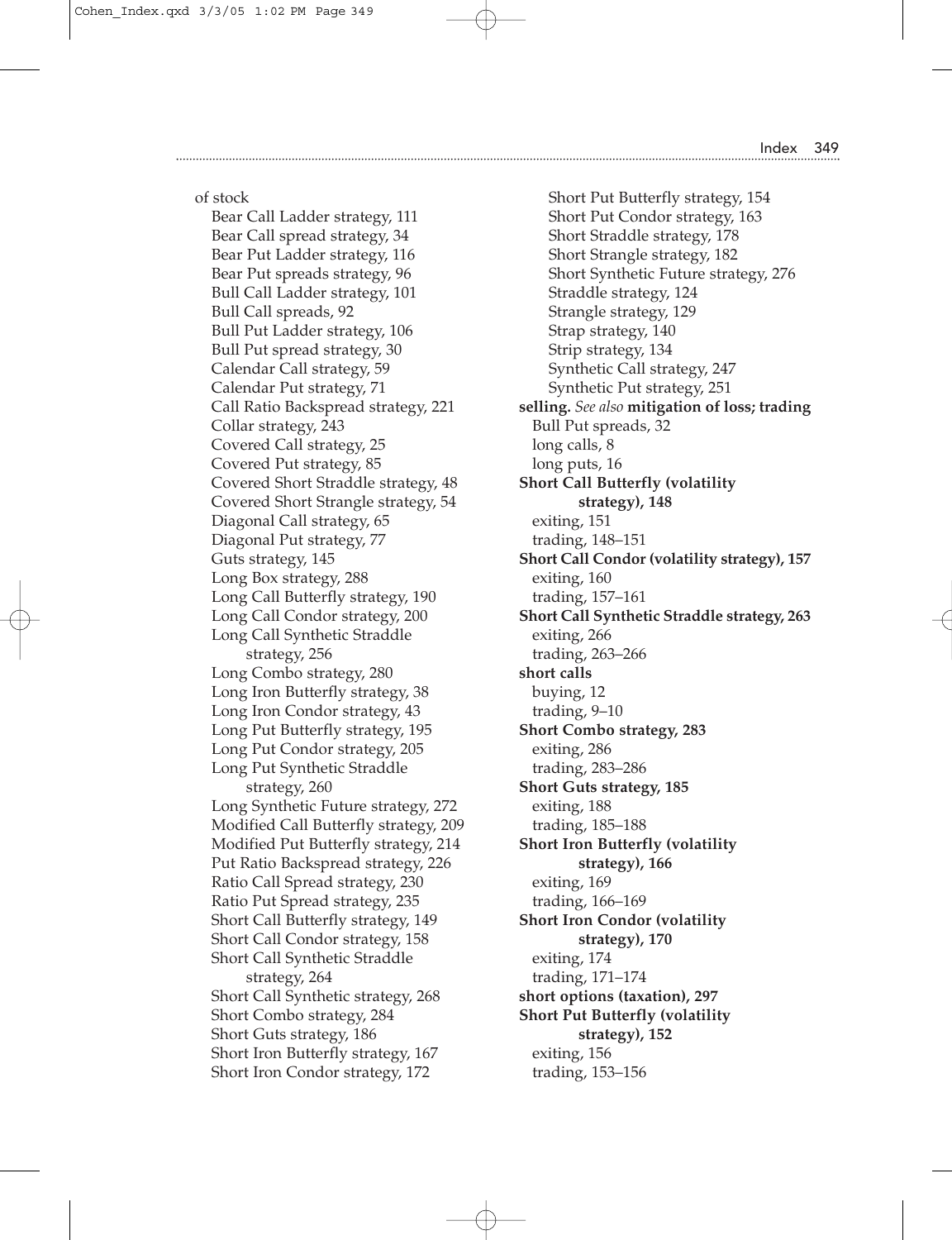of stock
  Bear Call Ladder strategy, 111
  Bear Call spread strategy, 34
  Bear Put Ladder strategy, 116
  Bear Put spreads strategy, 96
  Bull Call Ladder strategy, 101
  Bull Call spreads, 92
  Bull Put Ladder strategy, 106
  Bull Put spread strategy, 30
  Calendar Call strategy, 59
  Calendar Put strategy, 71
  Call Ratio Backspread strategy, 221
  Collar strategy, 243
  Covered Call strategy, 25
  Covered Put strategy, 85
  Covered Short Straddle strategy, 48
  Covered Short Strangle strategy, 54
  Diagonal Call strategy, 65
  Diagonal Put strategy, 77
  Guts strategy, 145
  Long Box strategy, 288
  Long Call Butterfly strategy, 190
  Long Call Condor strategy, 200
  Long Call Synthetic Straddle strategy, 256
  Long Combo strategy, 280
  Long Iron Butterfly strategy, 38
  Long Iron Condor strategy, 43
  Long Put Butterfly strategy, 195
  Long Put Condor strategy, 205
  Long Put Synthetic Straddle strategy, 260
  Long Synthetic Future strategy, 272
  Modified Call Butterfly strategy, 209
  Modified Put Butterfly strategy, 214
  Put Ratio Backspread strategy, 226
  Ratio Call Spread strategy, 230
  Ratio Put Spread strategy, 235
  Short Call Butterfly strategy, 149
  Short Call Condor strategy, 158
  Short Call Synthetic Straddle strategy, 264
  Short Call Synthetic strategy, 268
  Short Combo strategy, 284
  Short Guts strategy, 186
  Short Iron Butterfly strategy, 167
  Short Iron Condor strategy, 172
  Short Put Butterfly strategy, 154
  Short Put Condor strategy, 163
  Short Straddle strategy, 178
  Short Strangle strategy, 182
  Short Synthetic Future strategy, 276
  Straddle strategy, 124
  Strangle strategy, 129
  Strap strategy, 140
  Strip strategy, 134
  Synthetic Call strategy, 247
  Synthetic Put strategy, 251

**selling.** *See also* **mitigation of loss; trading**
  Bull Put spreads, 32
  long calls, 8
  long puts, 16

**Short Call Butterfly (volatility strategy), 148**
  exiting, 151
  trading, 148–151

**Short Call Condor (volatility strategy), 157**
  exiting, 160
  trading, 157–161

**Short Call Synthetic Straddle strategy, 263**
  exiting, 266
  trading, 263–266

**short calls**
  buying, 12
  trading, 9–10

**Short Combo strategy, 283**
  exiting, 286
  trading, 283–286

**Short Guts strategy, 185**
  exiting, 188
  trading, 185–188

**Short Iron Butterfly (volatility strategy), 166**
  exiting, 169
  trading, 166–169

**Short Iron Condor (volatility strategy), 170**
  exiting, 174
  trading, 171–174

**short options (taxation), 297**

**Short Put Butterfly (volatility strategy), 152**
  exiting, 156
  trading, 153–156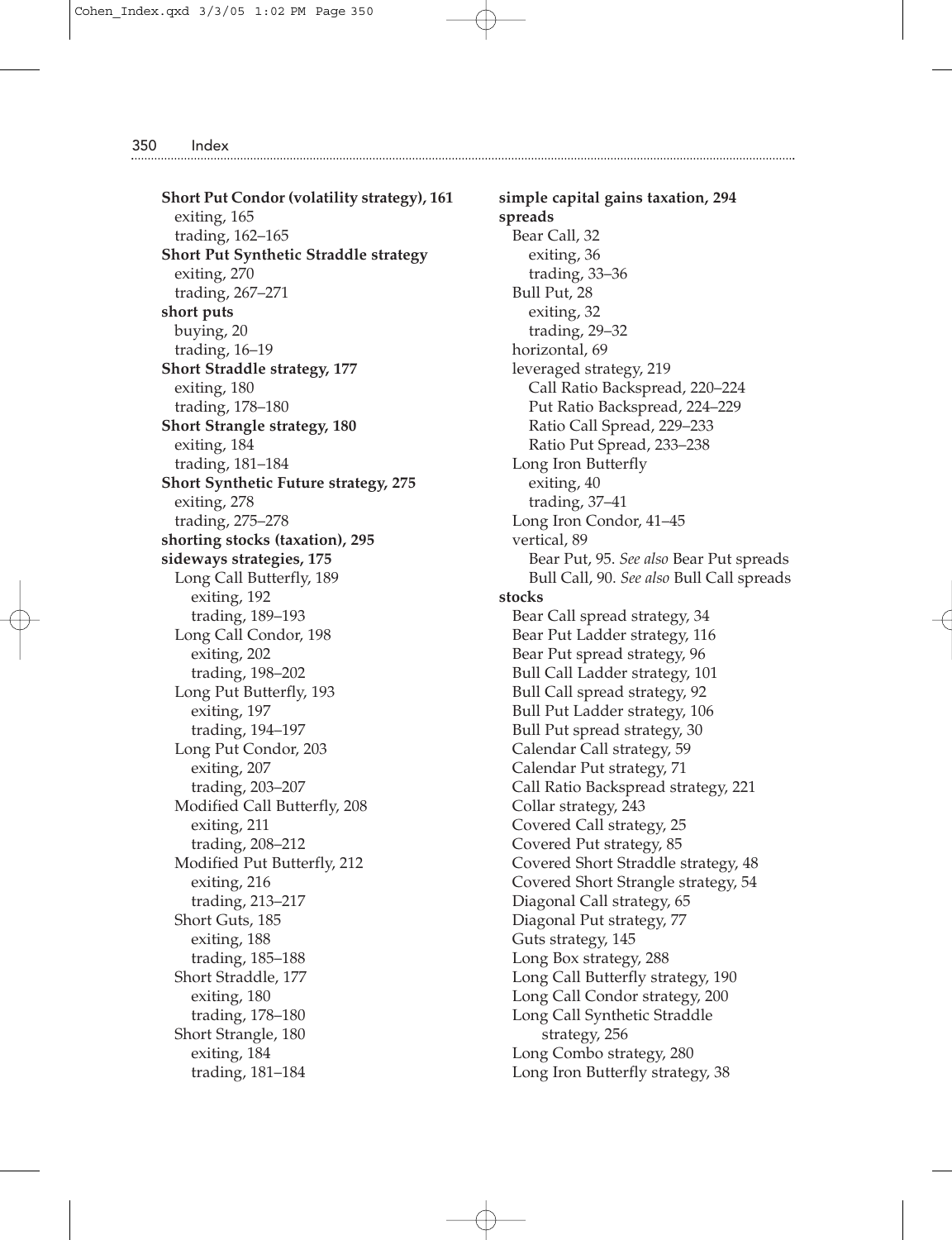**Short Put Condor (volatility strategy), 161**
  exiting, 165
  trading, 162–165
**Short Put Synthetic Straddle strategy**
  exiting, 270
  trading, 267–271
**short puts**
  buying, 20
  trading, 16–19
**Short Straddle strategy, 177**
  exiting, 180
  trading, 178–180
**Short Strangle strategy, 180**
  exiting, 184
  trading, 181–184
**Short Synthetic Future strategy, 275**
  exiting, 278
  trading, 275–278
**shorting stocks (taxation), 295**
**sideways strategies, 175**
  Long Call Butterfly, 189
    exiting, 192
    trading, 189–193
  Long Call Condor, 198
    exiting, 202
    trading, 198–202
  Long Put Butterfly, 193
    exiting, 197
    trading, 194–197
  Long Put Condor, 203
    exiting, 207
    trading, 203–207
  Modified Call Butterfly, 208
    exiting, 211
    trading, 208–212
  Modified Put Butterfly, 212
    exiting, 216
    trading, 213–217
  Short Guts, 185
    exiting, 188
    trading, 185–188
  Short Straddle, 177
    exiting, 180
    trading, 178–180
  Short Strangle, 180
    exiting, 184
    trading, 181–184
**simple capital gains taxation, 294**
**spreads**
  Bear Call, 32
    exiting, 36
    trading, 33–36
  Bull Put, 28
    exiting, 32
    trading, 29–32
  horizontal, 69
  leveraged strategy, 219
    Call Ratio Backspread, 220–224
    Put Ratio Backspread, 224–229
    Ratio Call Spread, 229–233
    Ratio Put Spread, 233–238
  Long Iron Butterfly
    exiting, 40
    trading, 37–41
  Long Iron Condor, 41–45
  vertical, 89
    Bear Put, 95. *See also* Bear Put spreads
    Bull Call, 90. *See also* Bull Call spreads
**stocks**
  Bear Call spread strategy, 34
  Bear Put Ladder strategy, 116
  Bear Put spread strategy, 96
  Bull Call Ladder strategy, 101
  Bull Call spread strategy, 92
  Bull Put Ladder strategy, 106
  Bull Put spread strategy, 30
  Calendar Call strategy, 59
  Calendar Put strategy, 71
  Call Ratio Backspread strategy, 221
  Collar strategy, 243
  Covered Call strategy, 25
  Covered Put strategy, 85
  Covered Short Straddle strategy, 48
  Covered Short Strangle strategy, 54
  Diagonal Call strategy, 65
  Diagonal Put strategy, 77
  Guts strategy, 145
  Long Box strategy, 288
  Long Call Butterfly strategy, 190
  Long Call Condor strategy, 200
  Long Call Synthetic Straddle strategy, 256
  Long Combo strategy, 280
  Long Iron Butterfly strategy, 38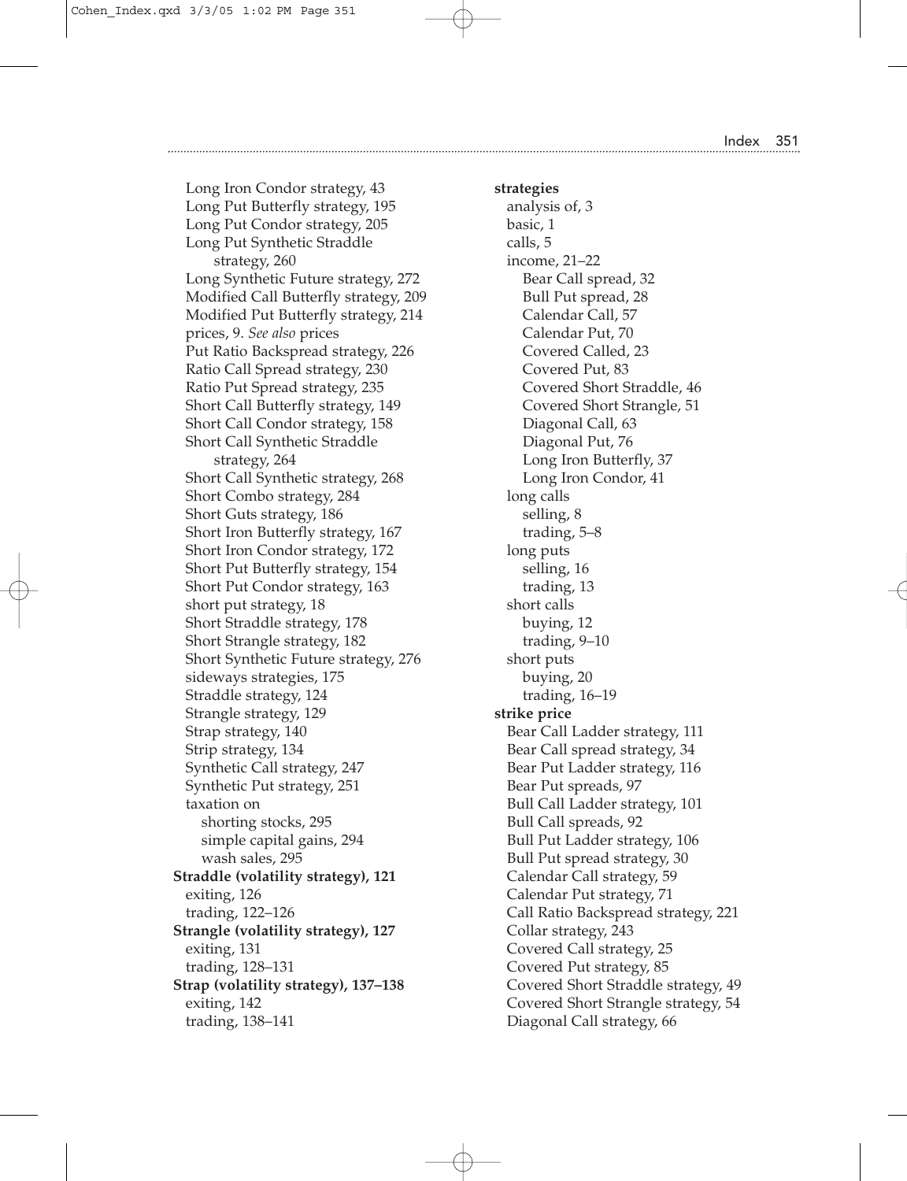Long Iron Condor strategy, 43
Long Put Butterfly strategy, 195
Long Put Condor strategy, 205
Long Put Synthetic Straddle strategy, 260
Long Synthetic Future strategy, 272
Modified Call Butterfly strategy, 209
Modified Put Butterfly strategy, 214
prices, 9. *See also* prices
Put Ratio Backspread strategy, 226
Ratio Call Spread strategy, 230
Ratio Put Spread strategy, 235
Short Call Butterfly strategy, 149
Short Call Condor strategy, 158
Short Call Synthetic Straddle strategy, 264
Short Call Synthetic strategy, 268
Short Combo strategy, 284
Short Guts strategy, 186
Short Iron Butterfly strategy, 167
Short Iron Condor strategy, 172
Short Put Butterfly strategy, 154
Short Put Condor strategy, 163
short put strategy, 18
Short Straddle strategy, 178
Short Strangle strategy, 182
Short Synthetic Future strategy, 276
sideways strategies, 175
Straddle strategy, 124
Strangle strategy, 129
Strap strategy, 140
Strip strategy, 134
Synthetic Call strategy, 247
Synthetic Put strategy, 251
taxation on
- shorting stocks, 295
- simple capital gains, 294
- wash sales, 295

**Straddle (volatility strategy), 121**
- exiting, 126
- trading, 122–126

**Strangle (volatility strategy), 127**
- exiting, 131
- trading, 128–131

**Strap (volatility strategy), 137–138**
- exiting, 142
- trading, 138–141

**strategies**
- analysis of, 3
- basic, 1
- calls, 5
- income, 21–22
  - Bear Call spread, 32
  - Bull Put spread, 28
  - Calendar Call, 57
  - Calendar Put, 70
  - Covered Called, 23
  - Covered Put, 83
  - Covered Short Straddle, 46
  - Covered Short Strangle, 51
  - Diagonal Call, 63
  - Diagonal Put, 76
  - Long Iron Butterfly, 37
  - Long Iron Condor, 41
- long calls
  - selling, 8
  - trading, 5–8
- long puts
  - selling, 16
  - trading, 13
- short calls
  - buying, 12
  - trading, 9–10
- short puts
  - buying, 20
  - trading, 16–19

**strike price**
- Bear Call Ladder strategy, 111
- Bear Call spread strategy, 34
- Bear Put Ladder strategy, 116
- Bear Put spreads, 97
- Bull Call Ladder strategy, 101
- Bull Call spreads, 92
- Bull Put Ladder strategy, 106
- Bull Put spread strategy, 30
- Calendar Call strategy, 59
- Calendar Put strategy, 71
- Call Ratio Backspread strategy, 221
- Collar strategy, 243
- Covered Call strategy, 25
- Covered Put strategy, 85
- Covered Short Straddle strategy, 49
- Covered Short Strangle strategy, 54
- Diagonal Call strategy, 66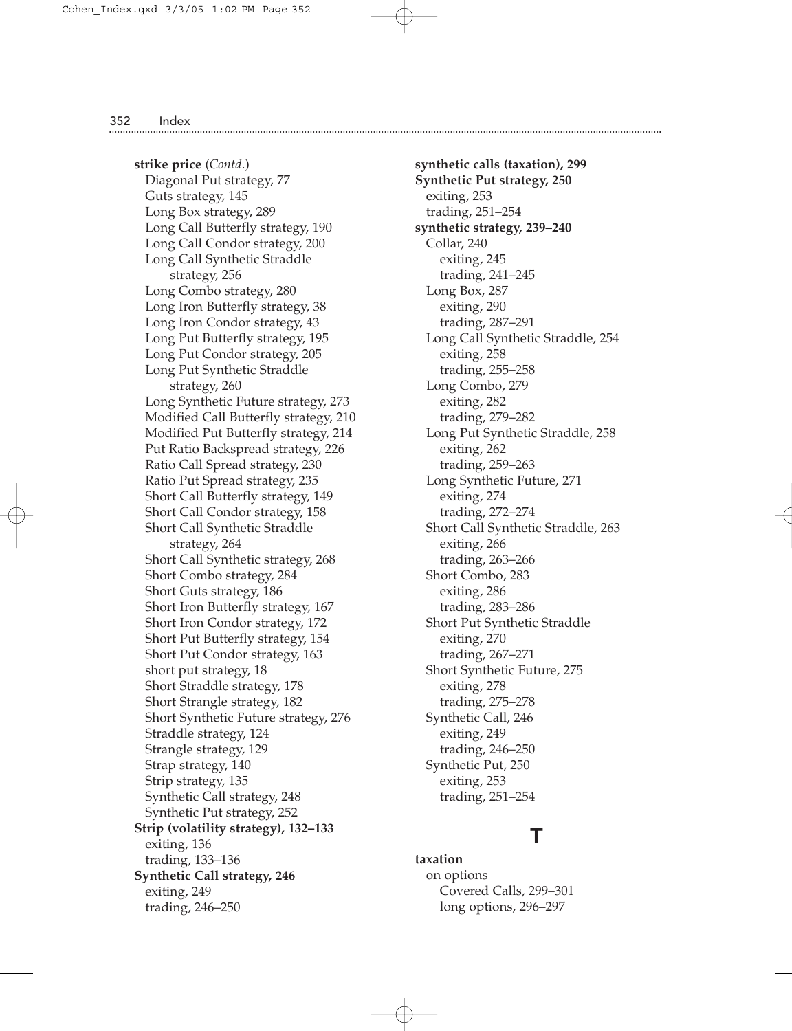**strike price** (*Contd.*)
- Diagonal Put strategy, 77
- Guts strategy, 145
- Long Box strategy, 289
- Long Call Butterfly strategy, 190
- Long Call Condor strategy, 200
- Long Call Synthetic Straddle strategy, 256
- Long Combo strategy, 280
- Long Iron Butterfly strategy, 38
- Long Iron Condor strategy, 43
- Long Put Butterfly strategy, 195
- Long Put Condor strategy, 205
- Long Put Synthetic Straddle strategy, 260
- Long Synthetic Future strategy, 273
- Modified Call Butterfly strategy, 210
- Modified Put Butterfly strategy, 214
- Put Ratio Backspread strategy, 226
- Ratio Call Spread strategy, 230
- Ratio Put Spread strategy, 235
- Short Call Butterfly strategy, 149
- Short Call Condor strategy, 158
- Short Call Synthetic Straddle strategy, 264
- Short Call Synthetic strategy, 268
- Short Combo strategy, 284
- Short Guts strategy, 186
- Short Iron Butterfly strategy, 167
- Short Iron Condor strategy, 172
- Short Put Butterfly strategy, 154
- Short Put Condor strategy, 163
- short put strategy, 18
- Short Straddle strategy, 178
- Short Strangle strategy, 182
- Short Synthetic Future strategy, 276
- Straddle strategy, 124
- Strangle strategy, 129
- Strap strategy, 140
- Strip strategy, 135
- Synthetic Call strategy, 248
- Synthetic Put strategy, 252

**Strip (volatility strategy), 132–133**
- exiting, 136
- trading, 133–136

**Synthetic Call strategy, 246**
- exiting, 249
- trading, 246–250

**synthetic calls (taxation), 299**

**Synthetic Put strategy, 250**
- exiting, 253
- trading, 251–254

**synthetic strategy, 239–240**
- Collar, 240
  - exiting, 245
  - trading, 241–245
- Long Box, 287
  - exiting, 290
  - trading, 287–291
- Long Call Synthetic Straddle, 254
  - exiting, 258
  - trading, 255–258
- Long Combo, 279
  - exiting, 282
  - trading, 279–282
- Long Put Synthetic Straddle, 258
  - exiting, 262
  - trading, 259–263
- Long Synthetic Future, 271
  - exiting, 274
  - trading, 272–274
- Short Call Synthetic Straddle, 263
  - exiting, 266
  - trading, 263–266
- Short Combo, 283
  - exiting, 286
  - trading, 283–286
- Short Put Synthetic Straddle
  - exiting, 270
  - trading, 267–271
- Short Synthetic Future, 275
  - exiting, 278
  - trading, 275–278
- Synthetic Call, 246
  - exiting, 249
  - trading, 246–250
- Synthetic Put, 250
  - exiting, 253
  - trading, 251–254

## T

**taxation**
- on options
  - Covered Calls, 299–301
  - long options, 296–297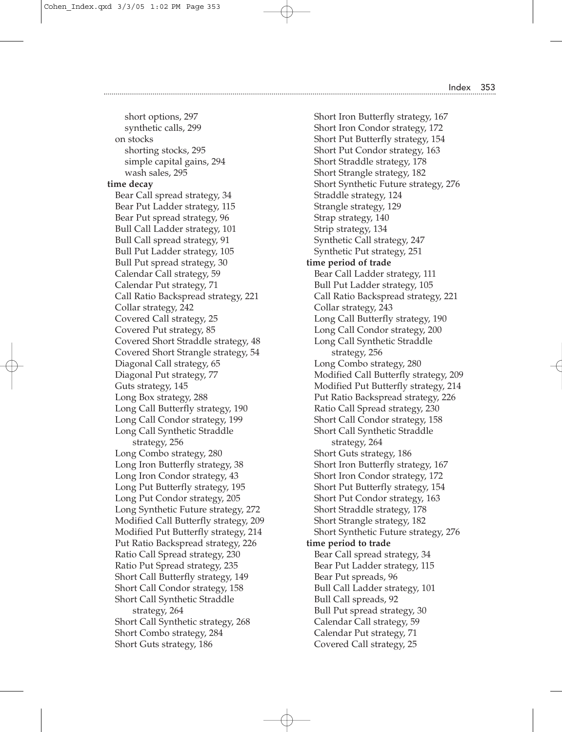short options, 297
synthetic calls, 299
on stocks
shorting stocks, 295
simple capital gains, 294
wash sales, 295

**time decay**
Bear Call spread strategy, 34
Bear Put Ladder strategy, 115
Bear Put spread strategy, 96
Bull Call Ladder strategy, 101
Bull Call spread strategy, 91
Bull Put Ladder strategy, 105
Bull Put spread strategy, 30
Calendar Call strategy, 59
Calendar Put strategy, 71
Call Ratio Backspread strategy, 221
Collar strategy, 242
Covered Call strategy, 25
Covered Put strategy, 85
Covered Short Straddle strategy, 48
Covered Short Strangle strategy, 54
Diagonal Call strategy, 65
Diagonal Put strategy, 77
Guts strategy, 145
Long Box strategy, 288
Long Call Butterfly strategy, 190
Long Call Condor strategy, 199
Long Call Synthetic Straddle strategy, 256
Long Combo strategy, 280
Long Iron Butterfly strategy, 38
Long Iron Condor strategy, 43
Long Put Butterfly strategy, 195
Long Put Condor strategy, 205
Long Synthetic Future strategy, 272
Modified Call Butterfly strategy, 209
Modified Put Butterfly strategy, 214
Put Ratio Backspread strategy, 226
Ratio Call Spread strategy, 230
Ratio Put Spread strategy, 235
Short Call Butterfly strategy, 149
Short Call Condor strategy, 158
Short Call Synthetic Straddle strategy, 264
Short Call Synthetic strategy, 268
Short Combo strategy, 284
Short Guts strategy, 186
Short Iron Butterfly strategy, 167
Short Iron Condor strategy, 172
Short Put Butterfly strategy, 154
Short Put Condor strategy, 163
Short Straddle strategy, 178
Short Strangle strategy, 182
Short Synthetic Future strategy, 276
Straddle strategy, 124
Strangle strategy, 129
Strap strategy, 140
Strip strategy, 134
Synthetic Call strategy, 247
Synthetic Put strategy, 251

**time period of trade**
Bear Call Ladder strategy, 111
Bull Put Ladder strategy, 105
Call Ratio Backspread strategy, 221
Collar strategy, 243
Long Call Butterfly strategy, 190
Long Call Condor strategy, 200
Long Call Synthetic Straddle strategy, 256
Long Combo strategy, 280
Modified Call Butterfly strategy, 209
Modified Put Butterfly strategy, 214
Put Ratio Backspread strategy, 226
Ratio Call Spread strategy, 230
Short Call Condor strategy, 158
Short Call Synthetic Straddle strategy, 264
Short Guts strategy, 186
Short Iron Butterfly strategy, 167
Short Iron Condor strategy, 172
Short Put Butterfly strategy, 154
Short Put Condor strategy, 163
Short Straddle strategy, 178
Short Strangle strategy, 182
Short Synthetic Future strategy, 276

**time period to trade**
Bear Call spread strategy, 34
Bear Put Ladder strategy, 115
Bear Put spreads, 96
Bull Call Ladder strategy, 101
Bull Call spreads, 92
Bull Put spread strategy, 30
Calendar Call strategy, 59
Calendar Put strategy, 71
Covered Call strategy, 25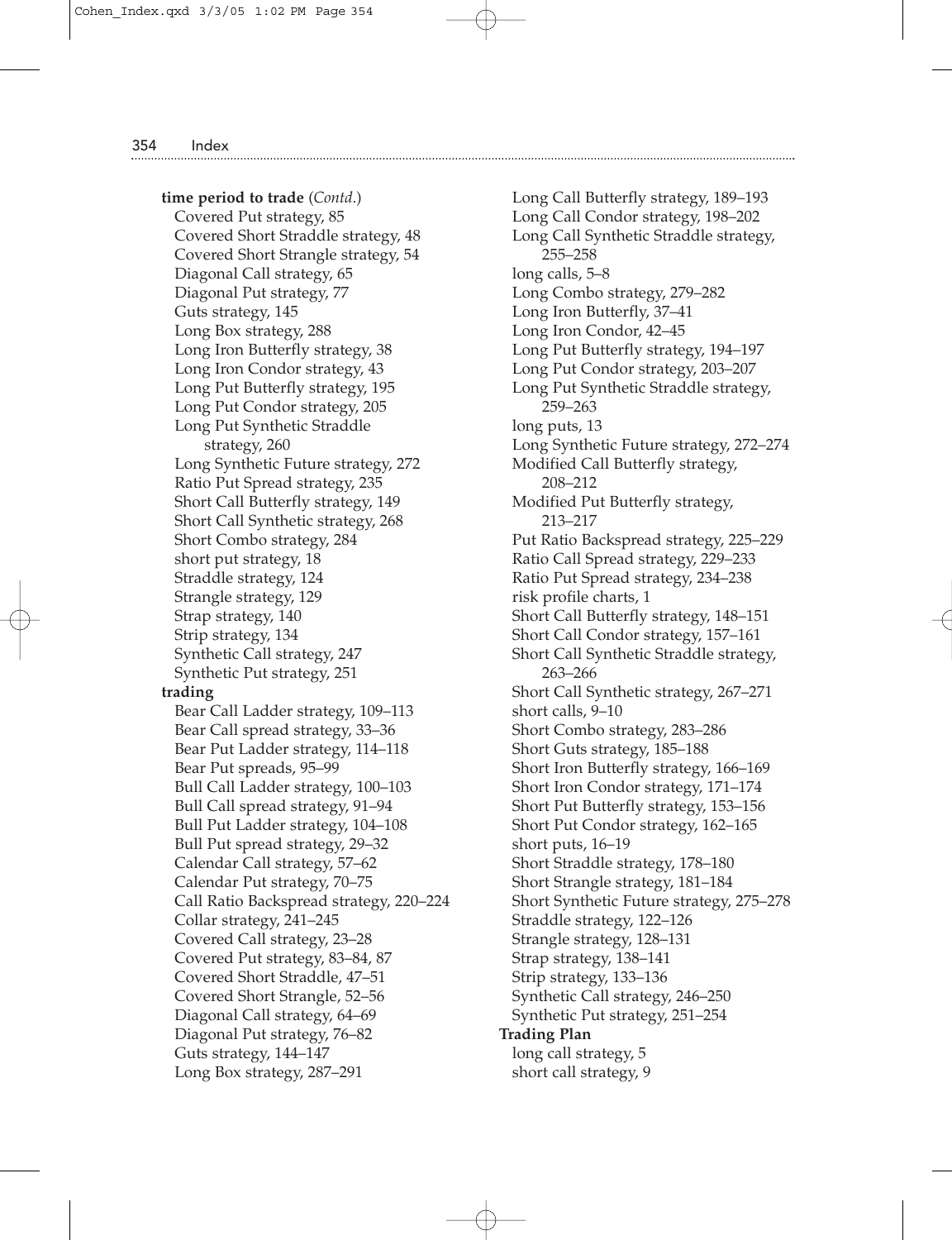**time period to trade** (*Contd.*)
- Covered Put strategy, 85
- Covered Short Straddle strategy, 48
- Covered Short Strangle strategy, 54
- Diagonal Call strategy, 65
- Diagonal Put strategy, 77
- Guts strategy, 145
- Long Box strategy, 288
- Long Iron Butterfly strategy, 38
- Long Iron Condor strategy, 43
- Long Put Butterfly strategy, 195
- Long Put Condor strategy, 205
- Long Put Synthetic Straddle strategy, 260
- Long Synthetic Future strategy, 272
- Ratio Put Spread strategy, 235
- Short Call Butterfly strategy, 149
- Short Call Synthetic strategy, 268
- Short Combo strategy, 284
- short put strategy, 18
- Straddle strategy, 124
- Strangle strategy, 129
- Strap strategy, 140
- Strip strategy, 134
- Synthetic Call strategy, 247
- Synthetic Put strategy, 251

**trading**
- Bear Call Ladder strategy, 109–113
- Bear Call spread strategy, 33–36
- Bear Put Ladder strategy, 114–118
- Bear Put spreads, 95–99
- Bull Call Ladder strategy, 100–103
- Bull Call spread strategy, 91–94
- Bull Put Ladder strategy, 104–108
- Bull Put spread strategy, 29–32
- Calendar Call strategy, 57–62
- Calendar Put strategy, 70–75
- Call Ratio Backspread strategy, 220–224
- Collar strategy, 241–245
- Covered Call strategy, 23–28
- Covered Put strategy, 83–84, 87
- Covered Short Straddle, 47–51
- Covered Short Strangle, 52–56
- Diagonal Call strategy, 64–69
- Diagonal Put strategy, 76–82
- Guts strategy, 144–147
- Long Box strategy, 287–291
- Long Call Butterfly strategy, 189–193
- Long Call Condor strategy, 198–202
- Long Call Synthetic Straddle strategy, 255–258
- long calls, 5–8
- Long Combo strategy, 279–282
- Long Iron Butterfly, 37–41
- Long Iron Condor, 42–45
- Long Put Butterfly strategy, 194–197
- Long Put Condor strategy, 203–207
- Long Put Synthetic Straddle strategy, 259–263
- long puts, 13
- Long Synthetic Future strategy, 272–274
- Modified Call Butterfly strategy, 208–212
- Modified Put Butterfly strategy, 213–217
- Put Ratio Backspread strategy, 225–229
- Ratio Call Spread strategy, 229–233
- Ratio Put Spread strategy, 234–238
- risk profile charts, 1
- Short Call Butterfly strategy, 148–151
- Short Call Condor strategy, 157–161
- Short Call Synthetic Straddle strategy, 263–266
- Short Call Synthetic strategy, 267–271
- short calls, 9–10
- Short Combo strategy, 283–286
- Short Guts strategy, 185–188
- Short Iron Butterfly strategy, 166–169
- Short Iron Condor strategy, 171–174
- Short Put Butterfly strategy, 153–156
- Short Put Condor strategy, 162–165
- short puts, 16–19
- Short Straddle strategy, 178–180
- Short Strangle strategy, 181–184
- Short Synthetic Future strategy, 275–278
- Straddle strategy, 122–126
- Strangle strategy, 128–131
- Strap strategy, 138–141
- Strip strategy, 133–136
- Synthetic Call strategy, 246–250
- Synthetic Put strategy, 251–254

**Trading Plan**
- long call strategy, 5
- short call strategy, 9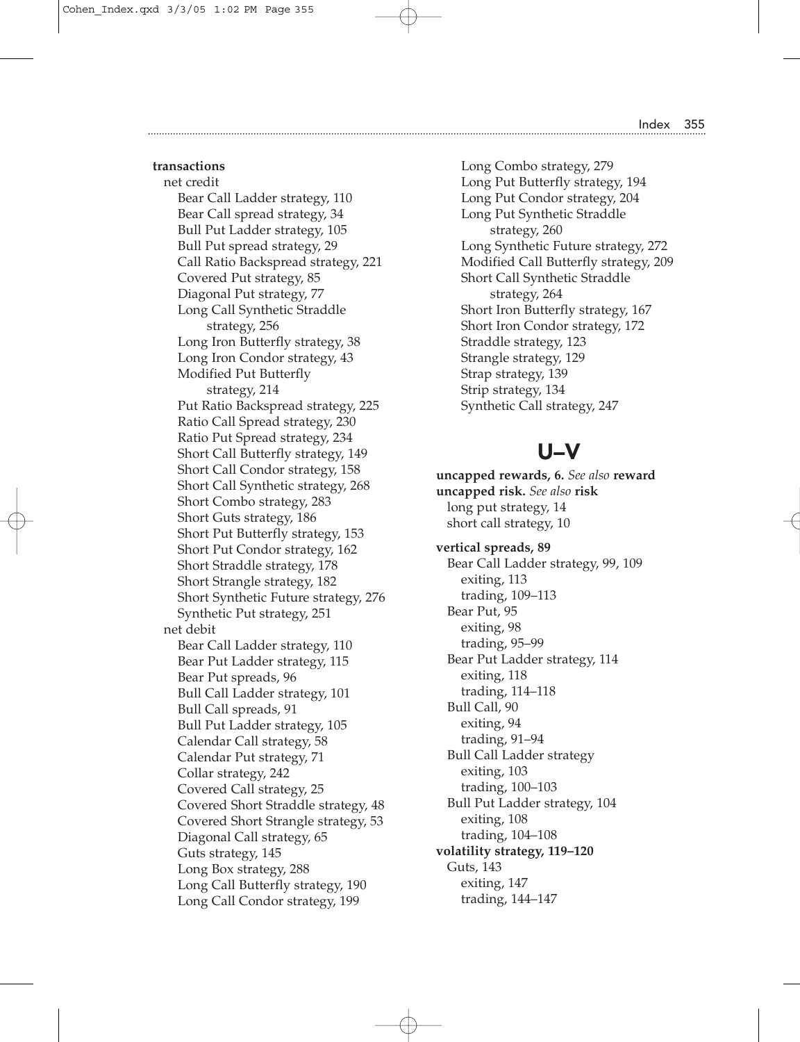**transactions**

- net credit
  - Bear Call Ladder strategy, 110
  - Bear Call spread strategy, 34
  - Bull Put Ladder strategy, 105
  - Bull Put spread strategy, 29
  - Call Ratio Backspread strategy, 221
  - Covered Put strategy, 85
  - Diagonal Put strategy, 77
  - Long Call Synthetic Straddle strategy, 256
  - Long Iron Butterfly strategy, 38
  - Long Iron Condor strategy, 43
  - Modified Put Butterfly strategy, 214
  - Put Ratio Backspread strategy, 225
  - Ratio Call Spread strategy, 230
  - Ratio Put Spread strategy, 234
  - Short Call Butterfly strategy, 149
  - Short Call Condor strategy, 158
  - Short Call Synthetic strategy, 268
  - Short Combo strategy, 283
  - Short Guts strategy, 186
  - Short Put Butterfly strategy, 153
  - Short Put Condor strategy, 162
  - Short Straddle strategy, 178
  - Short Strangle strategy, 182
  - Short Synthetic Future strategy, 276
  - Synthetic Put strategy, 251
- net debit
  - Bear Call Ladder strategy, 110
  - Bear Put Ladder strategy, 115
  - Bear Put spreads, 96
  - Bull Call Ladder strategy, 101
  - Bull Call spreads, 91
  - Bull Put Ladder strategy, 105
  - Calendar Call strategy, 58
  - Calendar Put strategy, 71
  - Collar strategy, 242
  - Covered Call strategy, 25
  - Covered Short Straddle strategy, 48
  - Covered Short Strangle strategy, 53
  - Diagonal Call strategy, 65
  - Guts strategy, 145
  - Long Box strategy, 288
  - Long Call Butterfly strategy, 190
  - Long Call Condor strategy, 199
  - Long Combo strategy, 279
  - Long Put Butterfly strategy, 194
  - Long Put Condor strategy, 204
  - Long Put Synthetic Straddle strategy, 260
  - Long Synthetic Future strategy, 272
  - Modified Call Butterfly strategy, 209
  - Short Call Synthetic Straddle strategy, 264
  - Short Iron Butterfly strategy, 167
  - Short Iron Condor strategy, 172
  - Straddle strategy, 123
  - Strangle strategy, 129
  - Strap strategy, 139
  - Strip strategy, 134
  - Synthetic Call strategy, 247

## U–V

**uncapped rewards, 6.** *See also* **reward**

**uncapped risk.** *See also* **risk**

- long put strategy, 14
- short call strategy, 10

**vertical spreads, 89**

- Bear Call Ladder strategy, 99, 109
  - exiting, 113
  - trading, 109–113
- Bear Put, 95
  - exiting, 98
  - trading, 95–99
- Bear Put Ladder strategy, 114
  - exiting, 118
  - trading, 114–118
- Bull Call, 90
  - exiting, 94
  - trading, 91–94
- Bull Call Ladder strategy
  - exiting, 103
  - trading, 100–103
- Bull Put Ladder strategy, 104
  - exiting, 108
  - trading, 104–108

**volatility strategy, 119–120**

- Guts, 143
  - exiting, 147
  - trading, 144–147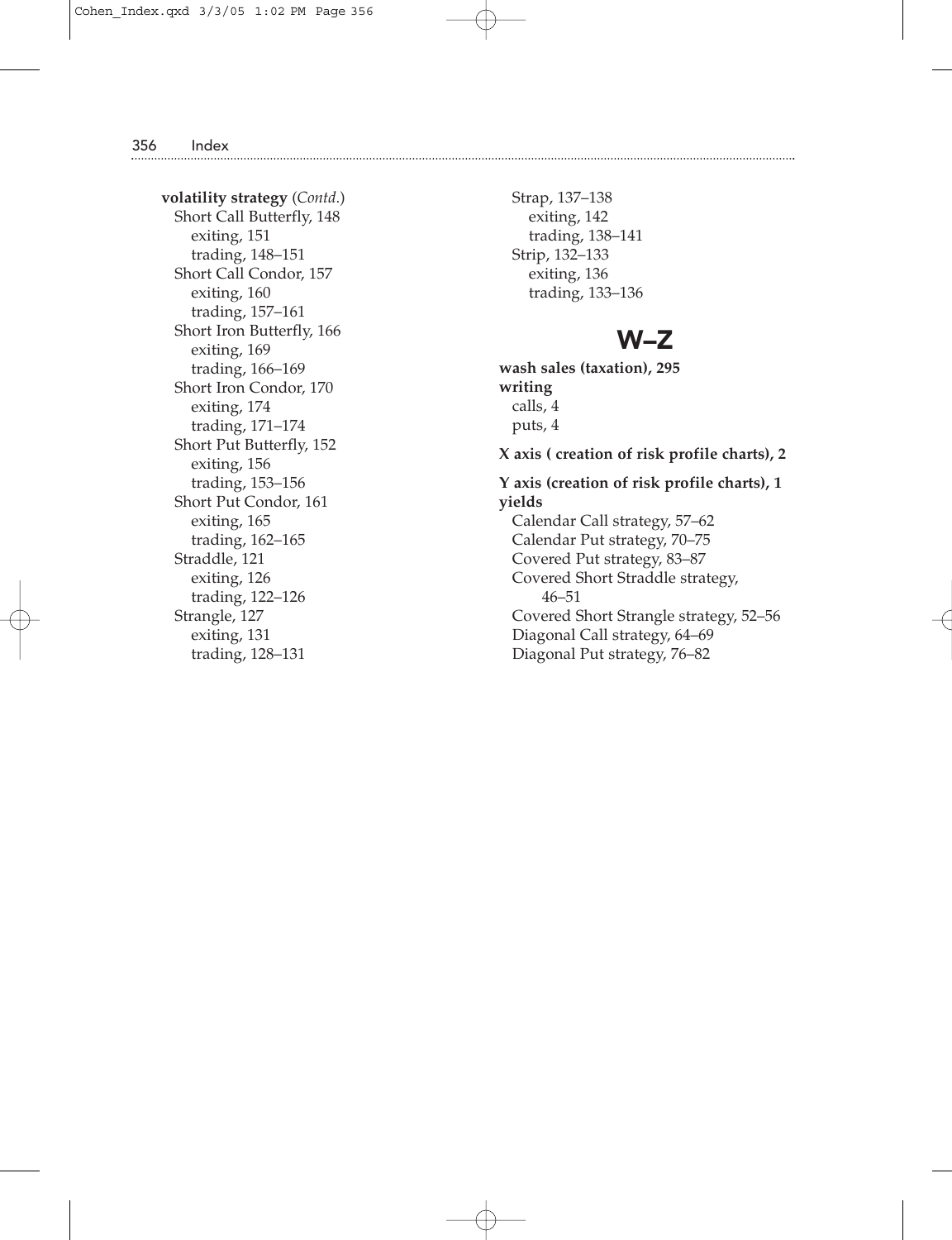**volatility strategy** (*Contd.*)
- Short Call Butterfly, 148
  - exiting, 151
  - trading, 148–151
- Short Call Condor, 157
  - exiting, 160
  - trading, 157–161
- Short Iron Butterfly, 166
  - exiting, 169
  - trading, 166–169
- Short Iron Condor, 170
  - exiting, 174
  - trading, 171–174
- Short Put Butterfly, 152
  - exiting, 156
  - trading, 153–156
- Short Put Condor, 161
  - exiting, 165
  - trading, 162–165
- Straddle, 121
  - exiting, 126
  - trading, 122–126
- Strangle, 127
  - exiting, 131
  - trading, 128–131
- Strap, 137–138
  - exiting, 142
  - trading, 138–141
- Strip, 132–133
  - exiting, 136
  - trading, 133–136

## W–Z

**wash sales (taxation), 295**

**writing**
- calls, 4
- puts, 4

**X axis ( creation of risk profile charts), 2**

**Y axis (creation of risk profile charts), 1**

**yields**
- Calendar Call strategy, 57–62
- Calendar Put strategy, 70–75
- Covered Put strategy, 83–87
- Covered Short Straddle strategy, 46–51
- Covered Short Strangle strategy, 52–56
- Diagonal Call strategy, 64–69
- Diagonal Put strategy, 76–82